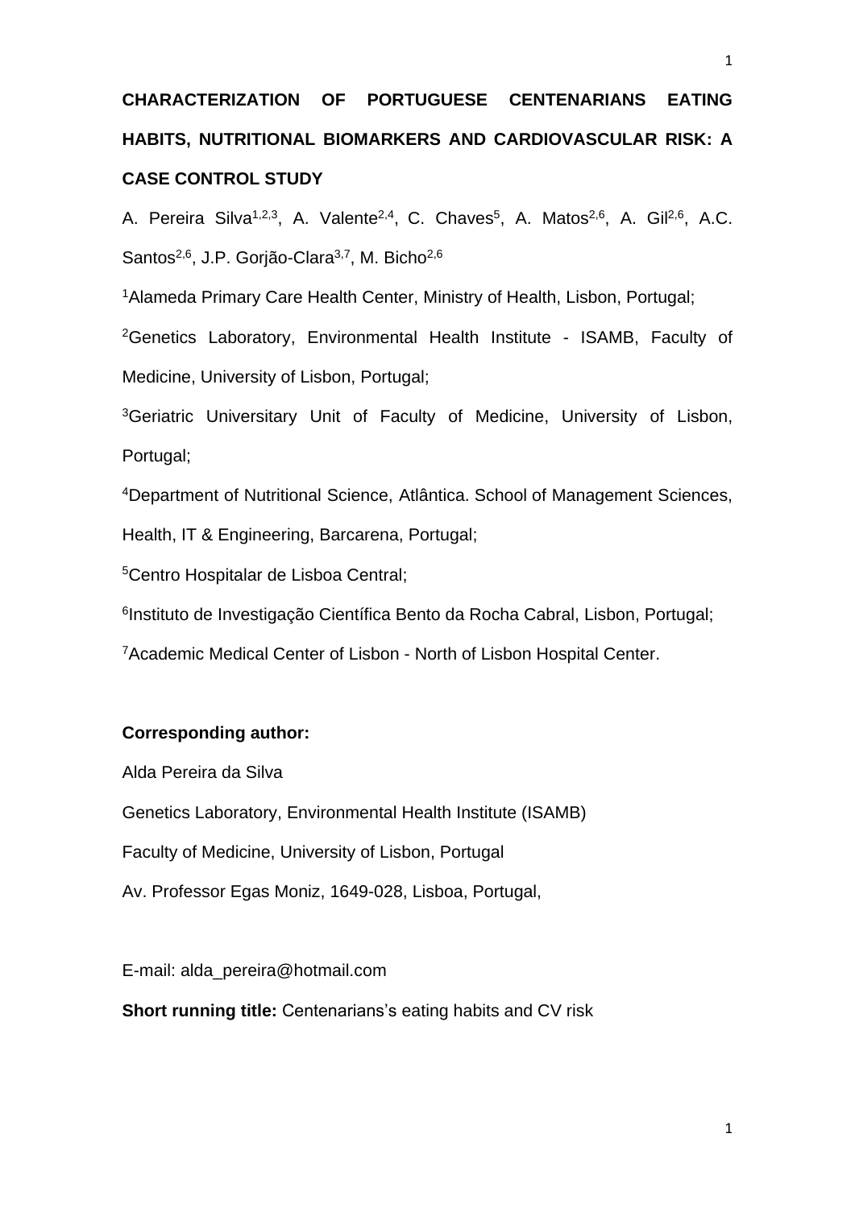# CHARACTERIZATION OF PORTUGUESE CENTENARIANS EATING HABITS, NUTRITIONAL BIOMARKERS AND CARDIOVASCULAR RISK: A CASE CONTROL STUDY

A. Pereira Silva[1,2,3], A. Valente[2,4], C. Chaves[5], A. Matos[2,6], A. Gil[2,6], A.C. Santos[2,6], J.P. Gorjão-Clara[3,7], M. Bicho[2,6]

[1]Alameda Primary Care Health Center, Ministry of Health, Lisbon, Portugal;

[2]Genetics Laboratory, Environmental Health Institute - ISAMB, Faculty of Medicine, University of Lisbon, Portugal;

[3]Geriatric Universitary Unit of Faculty of Medicine, University of Lisbon, Portugal;

[4]Department of Nutritional Science, Atlântica. School of Management Sciences, Health, IT & Engineering, Barcarena, Portugal;

[5]Centro Hospitalar de Lisboa Central;

[6]Instituto de Investigação Científica Bento da Rocha Cabral, Lisbon, Portugal;

[7]Academic Medical Center of Lisbon - North of Lisbon Hospital Center.

**Corresponding author:**

Alda Pereira da Silva

Genetics Laboratory, Environmental Health Institute (ISAMB)

Faculty of Medicine, University of Lisbon, Portugal

Av. Professor Egas Moniz, 1649-028, Lisboa, Portugal,

E-mail: alda_pereira@hotmail.com

**Short running title:** Centenarians's eating habits and CV risk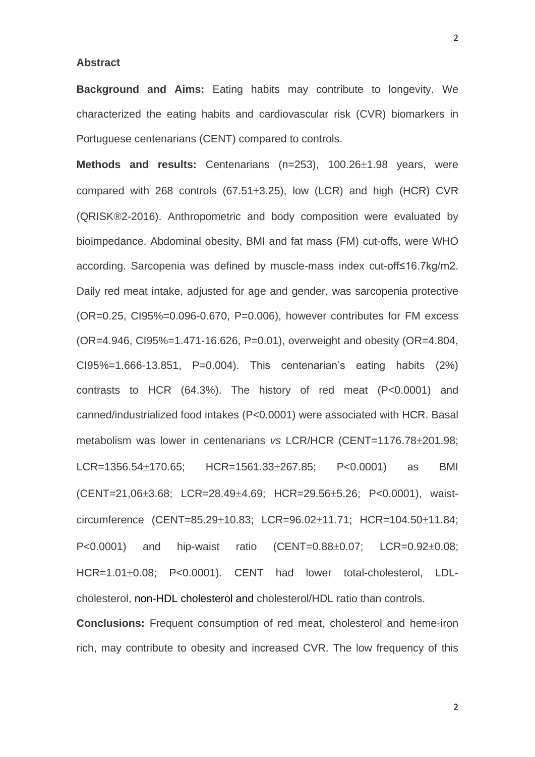**Abstract**

**Background and Aims:** Eating habits may contribute to longevity. We characterized the eating habits and cardiovascular risk (CVR) biomarkers in Portuguese centenarians (CENT) compared to controls.

**Methods and results:** Centenarians (n=253), 100.26±1.98 years, were compared with 268 controls (67.51±3.25), low (LCR) and high (HCR) CVR (QRISK®2-2016). Anthropometric and body composition were evaluated by bioimpedance. Abdominal obesity, BMI and fat mass (FM) cut-offs, were WHO according. Sarcopenia was defined by muscle-mass index cut-off≤16.7kg/m2. Daily red meat intake, adjusted for age and gender, was sarcopenia protective (OR=0.25, CI95%=0.096-0.670, P=0.006), however contributes for FM excess (OR=4.946, CI95%=1.471-16.626, P=0.01), overweight and obesity (OR=4.804, CI95%=1.666-13.851, P=0.004). This centenarian's eating habits (2%) contrasts to HCR (64.3%). The history of red meat (P<0.0001) and canned/industrialized food intakes (P<0.0001) were associated with HCR. Basal metabolism was lower in centenarians *vs* LCR/HCR (CENT=1176.78±201.98; LCR=1356.54±170.65; HCR=1561.33±267.85; P<0.0001) as BMI (CENT=21,06±3.68; LCR=28.49±4.69; HCR=29.56±5.26; P<0.0001), waist-circumference (CENT=85.29±10.83; LCR=96.02±11.71; HCR=104.50±11.84; P<0.0001) and hip-waist ratio (CENT=0.88±0.07; LCR=0.92±0.08; HCR=1.01±0.08; P<0.0001). CENT had lower total-cholesterol, LDL-cholesterol, non-HDL cholesterol and cholesterol/HDL ratio than controls.

**Conclusions:** Frequent consumption of red meat, cholesterol and heme-iron rich, may contribute to obesity and increased CVR. The low frequency of this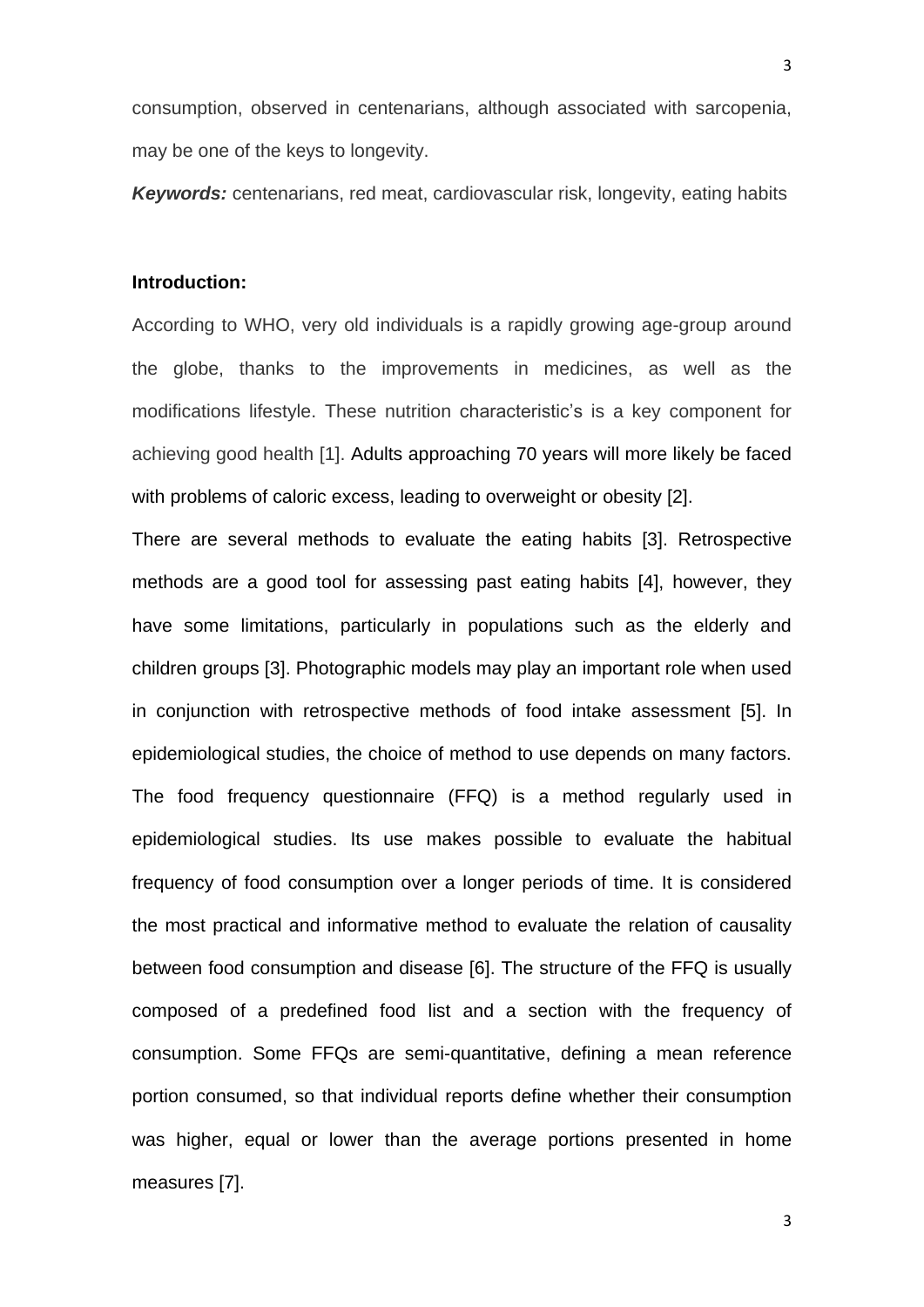consumption, observed in centenarians, although associated with sarcopenia, may be one of the keys to longevity.

***Keywords:*** centenarians, red meat, cardiovascular risk, longevity, eating habits

**Introduction:**

According to WHO, very old individuals is a rapidly growing age-group around the globe, thanks to the improvements in medicines, as well as the modifications lifestyle. These nutrition characteristic's is a key component for achieving good health [1]. Adults approaching 70 years will more likely be faced with problems of caloric excess, leading to overweight or obesity [2].

There are several methods to evaluate the eating habits [3]. Retrospective methods are a good tool for assessing past eating habits [4], however, they have some limitations, particularly in populations such as the elderly and children groups [3]. Photographic models may play an important role when used in conjunction with retrospective methods of food intake assessment [5]. In epidemiological studies, the choice of method to use depends on many factors. The food frequency questionnaire (FFQ) is a method regularly used in epidemiological studies. Its use makes possible to evaluate the habitual frequency of food consumption over a longer periods of time. It is considered the most practical and informative method to evaluate the relation of causality between food consumption and disease [6]. The structure of the FFQ is usually composed of a predefined food list and a section with the frequency of consumption. Some FFQs are semi-quantitative, defining a mean reference portion consumed, so that individual reports define whether their consumption was higher, equal or lower than the average portions presented in home measures [7].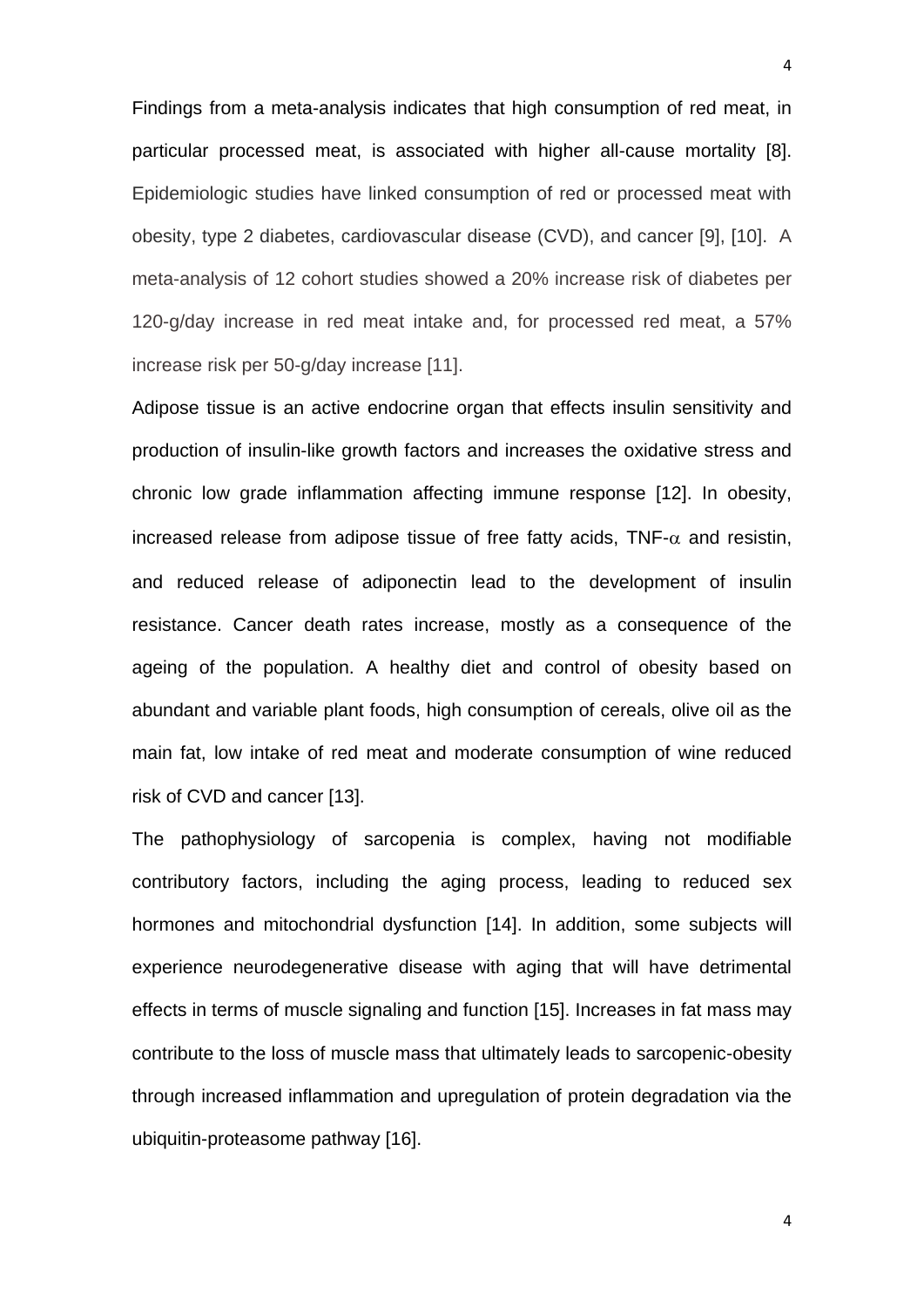Findings from a meta-analysis indicates that high consumption of red meat, in particular processed meat, is associated with higher all-cause mortality [8]. Epidemiologic studies have linked consumption of red or processed meat with obesity, type 2 diabetes, cardiovascular disease (CVD), and cancer [9], [10]. A meta-analysis of 12 cohort studies showed a 20% increase risk of diabetes per 120-g/day increase in red meat intake and, for processed red meat, a 57% increase risk per 50-g/day increase [11].

Adipose tissue is an active endocrine organ that effects insulin sensitivity and production of insulin-like growth factors and increases the oxidative stress and chronic low grade inflammation affecting immune response [12]. In obesity, increased release from adipose tissue of free fatty acids, TNF-$\alpha$ and resistin, and reduced release of adiponectin lead to the development of insulin resistance. Cancer death rates increase, mostly as a consequence of the ageing of the population. A healthy diet and control of obesity based on abundant and variable plant foods, high consumption of cereals, olive oil as the main fat, low intake of red meat and moderate consumption of wine reduced risk of CVD and cancer [13].

The pathophysiology of sarcopenia is complex, having not modifiable contributory factors, including the aging process, leading to reduced sex hormones and mitochondrial dysfunction [14]. In addition, some subjects will experience neurodegenerative disease with aging that will have detrimental effects in terms of muscle signaling and function [15]. Increases in fat mass may contribute to the loss of muscle mass that ultimately leads to sarcopenic-obesity through increased inflammation and upregulation of protein degradation via the ubiquitin-proteasome pathway [16].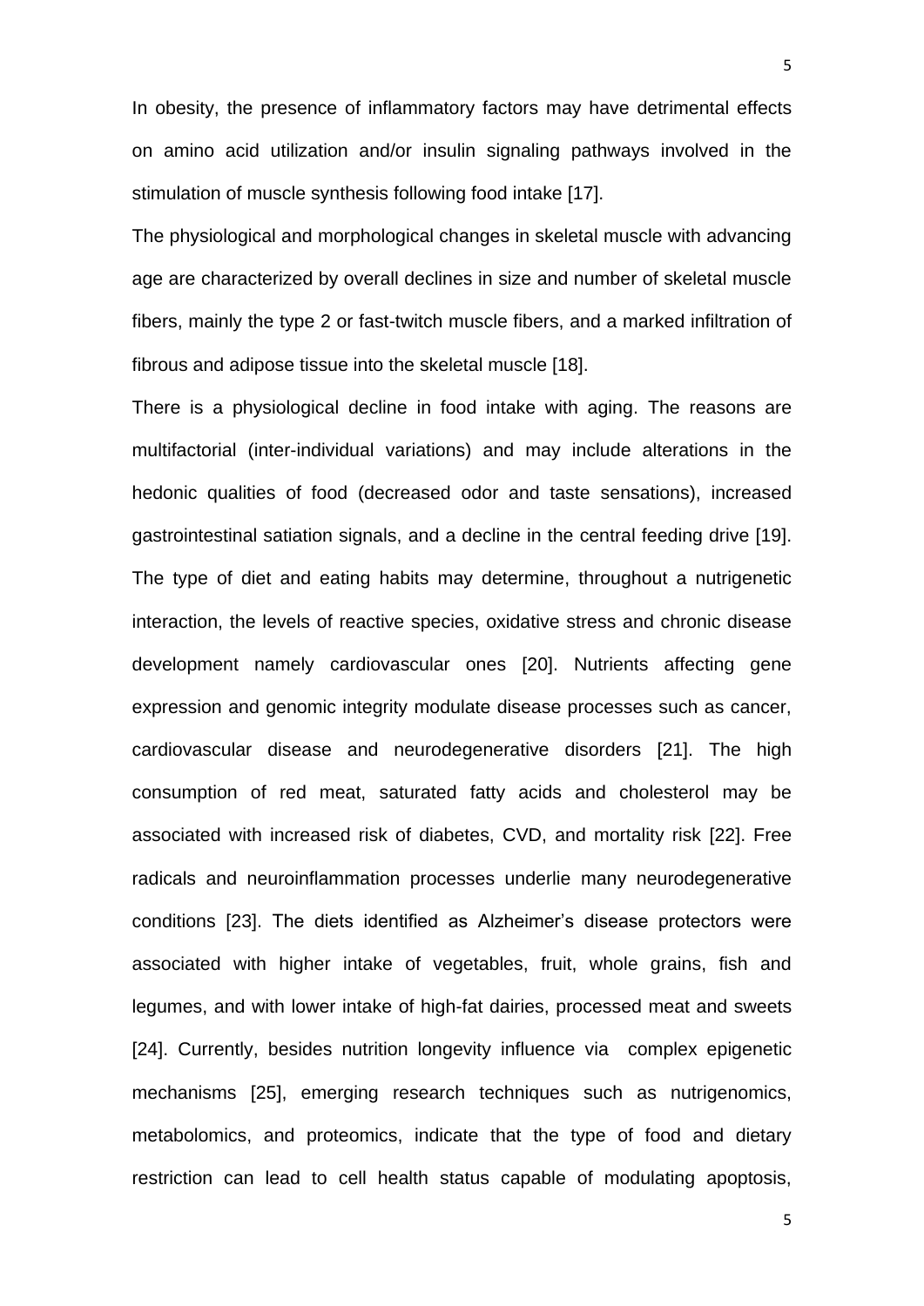In obesity, the presence of inflammatory factors may have detrimental effects on amino acid utilization and/or insulin signaling pathways involved in the stimulation of muscle synthesis following food intake [17].

The physiological and morphological changes in skeletal muscle with advancing age are characterized by overall declines in size and number of skeletal muscle fibers, mainly the type 2 or fast-twitch muscle fibers, and a marked infiltration of fibrous and adipose tissue into the skeletal muscle [18].

There is a physiological decline in food intake with aging. The reasons are multifactorial (inter-individual variations) and may include alterations in the hedonic qualities of food (decreased odor and taste sensations), increased gastrointestinal satiation signals, and a decline in the central feeding drive [19]. The type of diet and eating habits may determine, throughout a nutrigenetic interaction, the levels of reactive species, oxidative stress and chronic disease development namely cardiovascular ones [20]. Nutrients affecting gene expression and genomic integrity modulate disease processes such as cancer, cardiovascular disease and neurodegenerative disorders [21]. The high consumption of red meat, saturated fatty acids and cholesterol may be associated with increased risk of diabetes, CVD, and mortality risk [22]. Free radicals and neuroinflammation processes underlie many neurodegenerative conditions [23]. The diets identified as Alzheimer's disease protectors were associated with higher intake of vegetables, fruit, whole grains, fish and legumes, and with lower intake of high-fat dairies, processed meat and sweets [24]. Currently, besides nutrition longevity influence via complex epigenetic mechanisms [25], emerging research techniques such as nutrigenomics, metabolomics, and proteomics, indicate that the type of food and dietary restriction can lead to cell health status capable of modulating apoptosis,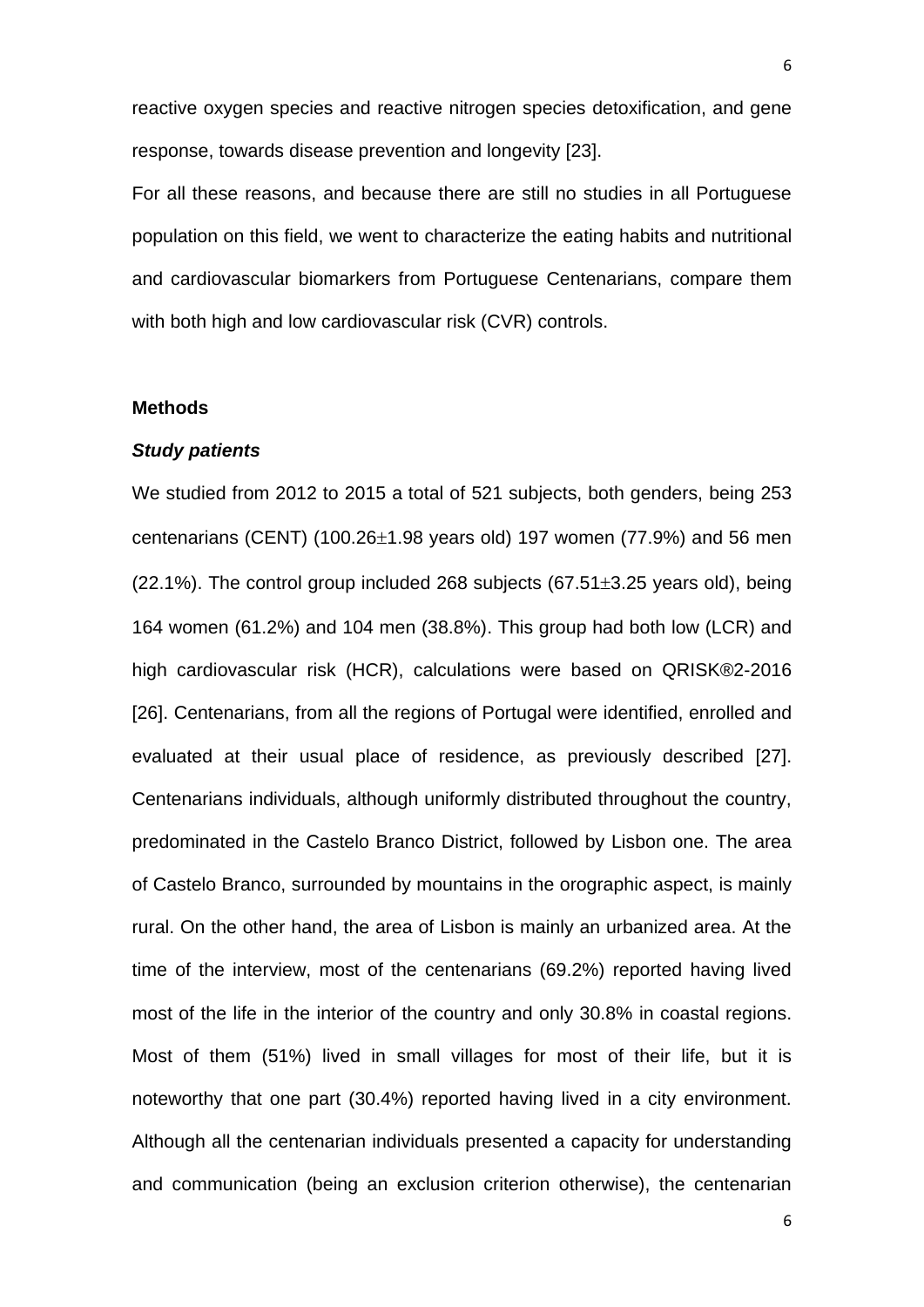reactive oxygen species and reactive nitrogen species detoxification, and gene response, towards disease prevention and longevity [23].

For all these reasons, and because there are still no studies in all Portuguese population on this field, we went to characterize the eating habits and nutritional and cardiovascular biomarkers from Portuguese Centenarians, compare them with both high and low cardiovascular risk (CVR) controls.

## Methods

### *Study patients*

We studied from 2012 to 2015 a total of 521 subjects, both genders, being 253 centenarians (CENT) (100.26±1.98 years old) 197 women (77.9%) and 56 men (22.1%). The control group included 268 subjects (67.51±3.25 years old), being 164 women (61.2%) and 104 men (38.8%). This group had both low (LCR) and high cardiovascular risk (HCR), calculations were based on QRISK®2-2016 [26]. Centenarians, from all the regions of Portugal were identified, enrolled and evaluated at their usual place of residence, as previously described [27]. Centenarians individuals, although uniformly distributed throughout the country, predominated in the Castelo Branco District, followed by Lisbon one. The area of Castelo Branco, surrounded by mountains in the orographic aspect, is mainly rural. On the other hand, the area of Lisbon is mainly an urbanized area. At the time of the interview, most of the centenarians (69.2%) reported having lived most of the life in the interior of the country and only 30.8% in coastal regions. Most of them (51%) lived in small villages for most of their life, but it is noteworthy that one part (30.4%) reported having lived in a city environment. Although all the centenarian individuals presented a capacity for understanding and communication (being an exclusion criterion otherwise), the centenarian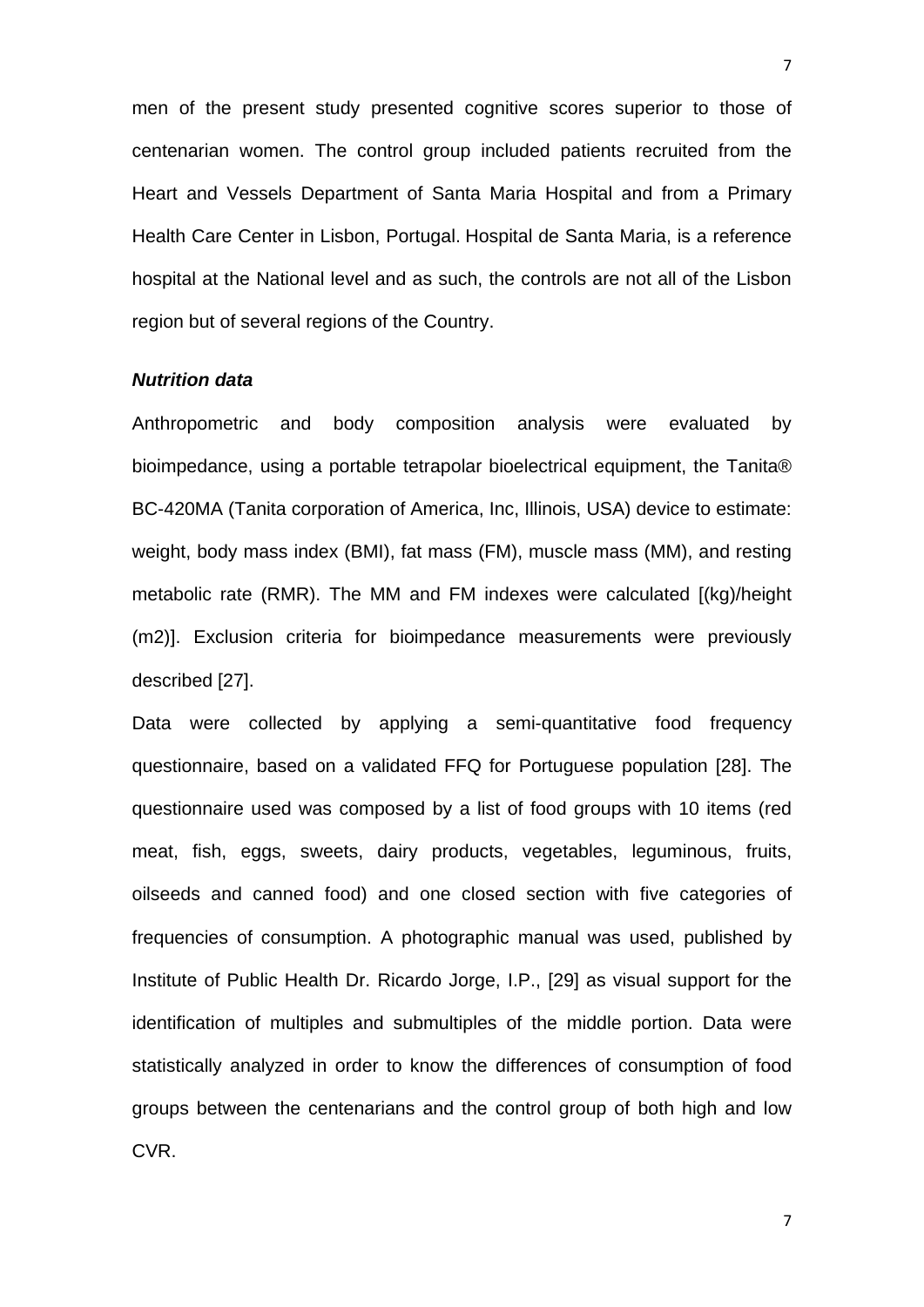men of the present study presented cognitive scores superior to those of centenarian women. The control group included patients recruited from the Heart and Vessels Department of Santa Maria Hospital and from a Primary Health Care Center in Lisbon, Portugal. Hospital de Santa Maria, is a reference hospital at the National level and as such, the controls are not all of the Lisbon region but of several regions of the Country.

### *Nutrition data*

Anthropometric and body composition analysis were evaluated by bioimpedance, using a portable tetrapolar bioelectrical equipment, the Tanita® BC-420MA (Tanita corporation of America, Inc, Illinois, USA) device to estimate: weight, body mass index (BMI), fat mass (FM), muscle mass (MM), and resting metabolic rate (RMR). The MM and FM indexes were calculated [(kg)/height (m2)]. Exclusion criteria for bioimpedance measurements were previously described [27].

Data were collected by applying a semi-quantitative food frequency questionnaire, based on a validated FFQ for Portuguese population [28]. The questionnaire used was composed by a list of food groups with 10 items (red meat, fish, eggs, sweets, dairy products, vegetables, leguminous, fruits, oilseeds and canned food) and one closed section with five categories of frequencies of consumption. A photographic manual was used, published by Institute of Public Health Dr. Ricardo Jorge, I.P., [29] as visual support for the identification of multiples and submultiples of the middle portion. Data were statistically analyzed in order to know the differences of consumption of food groups between the centenarians and the control group of both high and low CVR.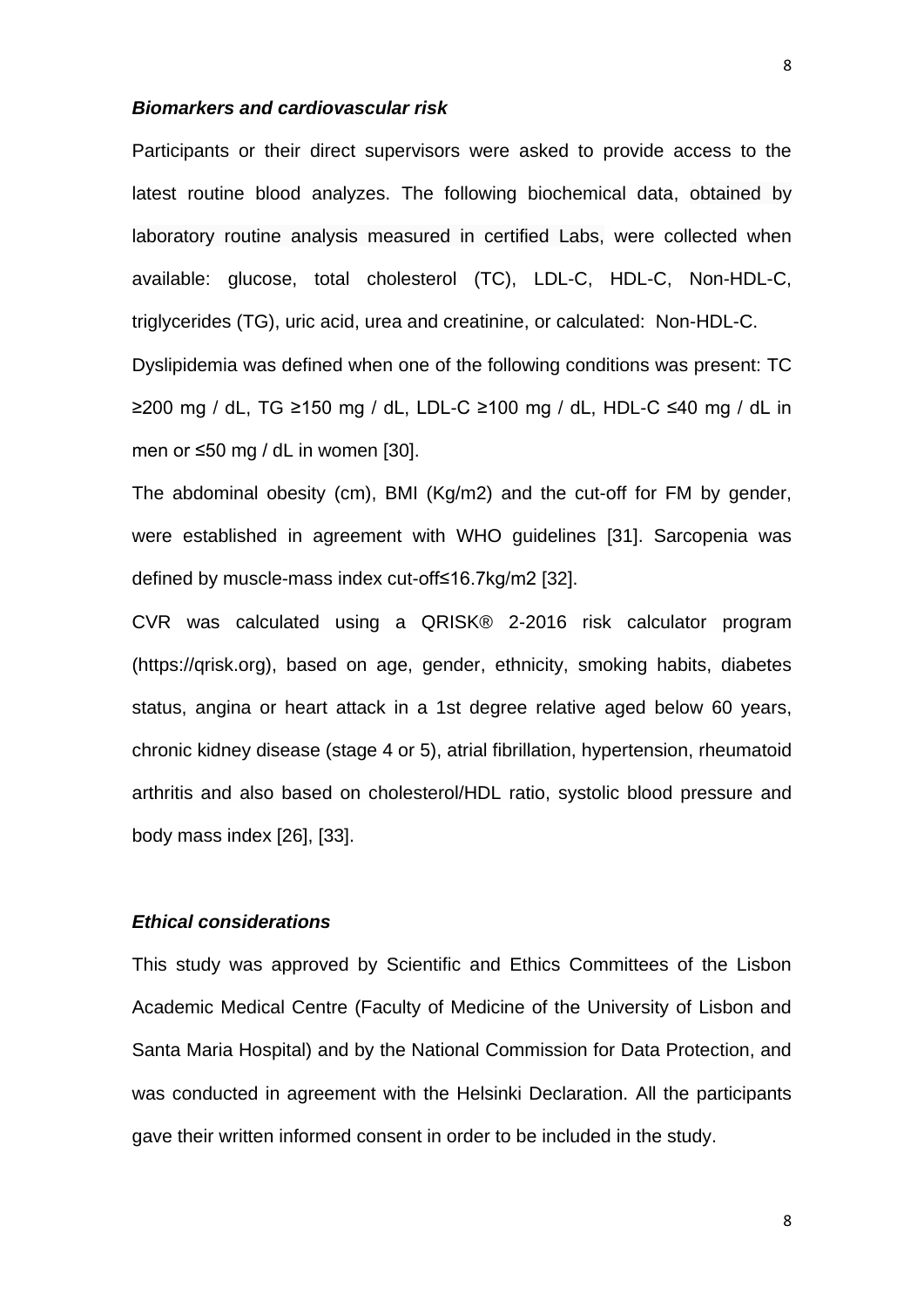***Biomarkers and cardiovascular risk***

Participants or their direct supervisors were asked to provide access to the latest routine blood analyzes. The following biochemical data, obtained by laboratory routine analysis measured in certified Labs, were collected when available: glucose, total cholesterol (TC), LDL-C, HDL-C, Non-HDL-C, triglycerides (TG), uric acid, urea and creatinine, or calculated: Non-HDL-C.

Dyslipidemia was defined when one of the following conditions was present: TC ≥200 mg / dL, TG ≥150 mg / dL, LDL-C ≥100 mg / dL, HDL-C ≤40 mg / dL in men or ≤50 mg / dL in women [30].

The abdominal obesity (cm), BMI (Kg/m2) and the cut-off for FM by gender, were established in agreement with WHO guidelines [31]. Sarcopenia was defined by muscle-mass index cut-off≤16.7kg/m2 [32].

CVR was calculated using a QRISK® 2-2016 risk calculator program (https://qrisk.org), based on age, gender, ethnicity, smoking habits, diabetes status, angina or heart attack in a 1st degree relative aged below 60 years, chronic kidney disease (stage 4 or 5), atrial fibrillation, hypertension, rheumatoid arthritis and also based on cholesterol/HDL ratio, systolic blood pressure and body mass index [26], [33].

***Ethical considerations***

This study was approved by Scientific and Ethics Committees of the Lisbon Academic Medical Centre (Faculty of Medicine of the University of Lisbon and Santa Maria Hospital) and by the National Commission for Data Protection, and was conducted in agreement with the Helsinki Declaration. All the participants gave their written informed consent in order to be included in the study.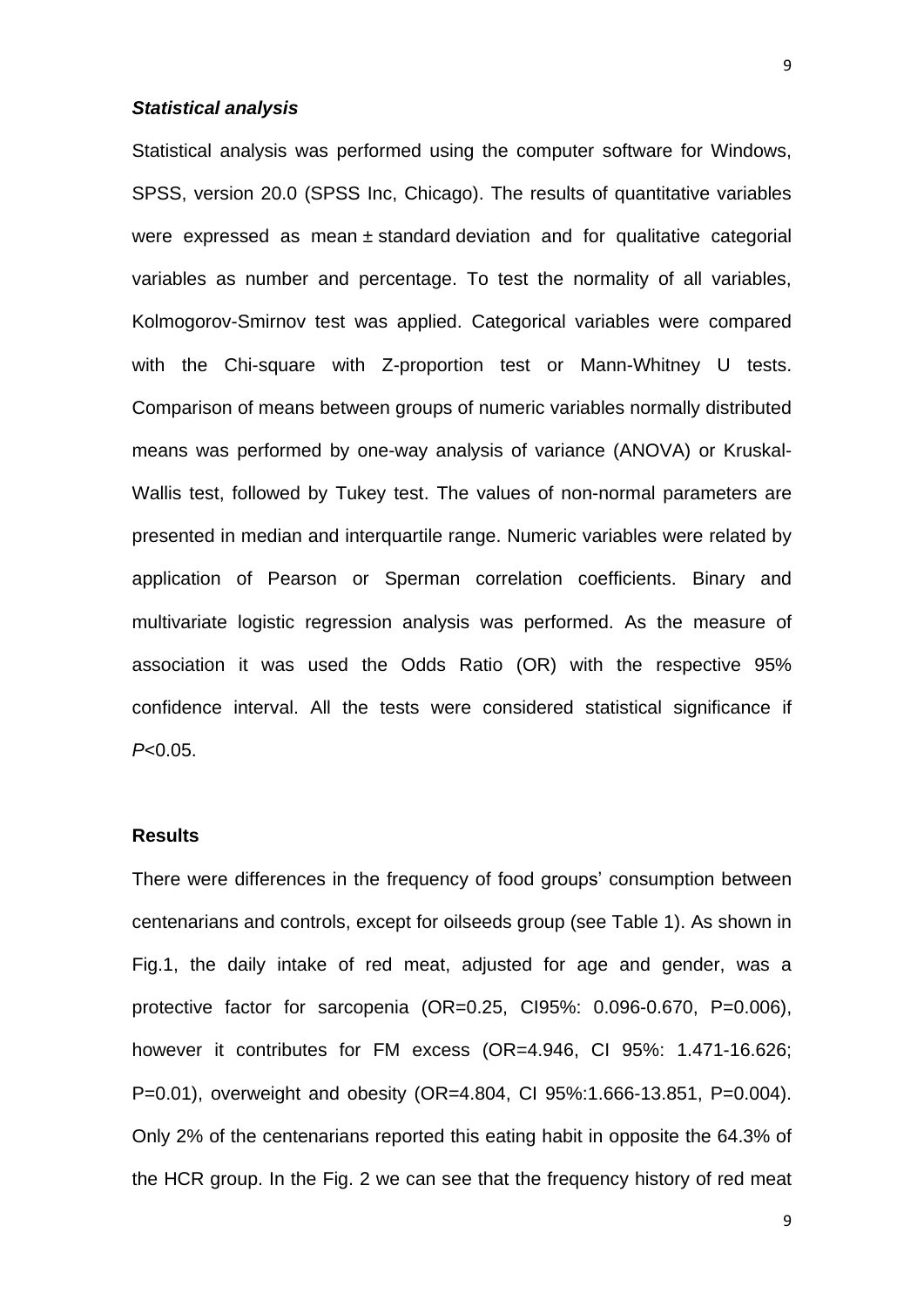### *Statistical analysis*

Statistical analysis was performed using the computer software for Windows, SPSS, version 20.0 (SPSS Inc, Chicago). The results of quantitative variables were expressed as mean ± standard deviation and for qualitative categorial variables as number and percentage. To test the normality of all variables, Kolmogorov-Smirnov test was applied. Categorical variables were compared with the Chi-square with Z-proportion test or Mann-Whitney U tests. Comparison of means between groups of numeric variables normally distributed means was performed by one-way analysis of variance (ANOVA) or Kruskal-Wallis test, followed by Tukey test. The values of non-normal parameters are presented in median and interquartile range. Numeric variables were related by application of Pearson or Sperman correlation coefficients. Binary and multivariate logistic regression analysis was performed. As the measure of association it was used the Odds Ratio (OR) with the respective 95% confidence interval. All the tests were considered statistical significance if $P<0.05$.

### **Results**

There were differences in the frequency of food groups' consumption between centenarians and controls, except for oilseeds group (see Table 1). As shown in Fig.1, the daily intake of red meat, adjusted for age and gender, was a protective factor for sarcopenia (OR=0.25, CI95%: 0.096-0.670, P=0.006), however it contributes for FM excess (OR=4.946, CI 95%: 1.471-16.626; P=0.01), overweight and obesity (OR=4.804, CI 95%:1.666-13.851, P=0.004). Only 2% of the centenarians reported this eating habit in opposite the 64.3% of the HCR group. In the Fig. 2 we can see that the frequency history of red meat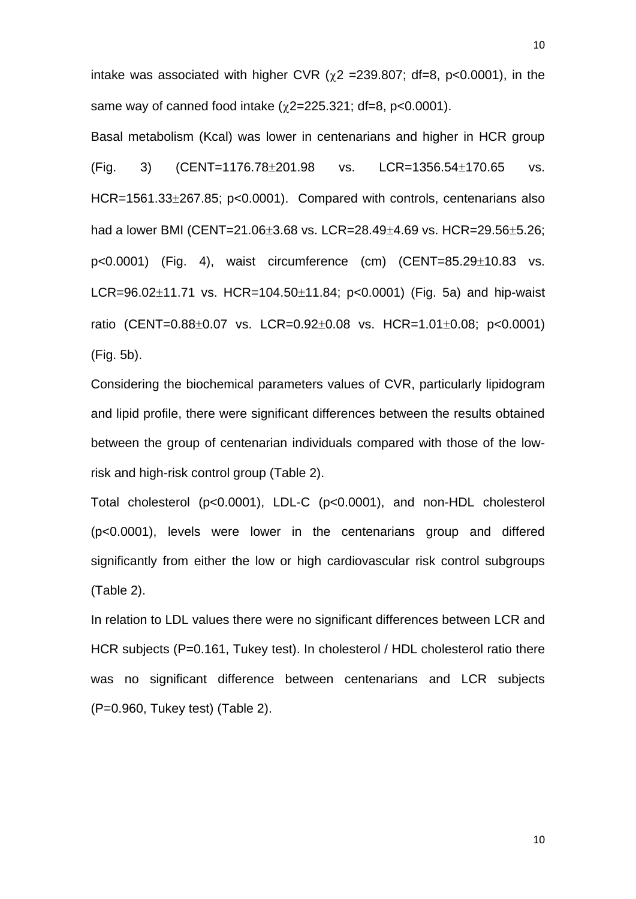intake was associated with higher CVR ($\chi^2$ =239.807; df=8, p<0.0001), in the same way of canned food intake ($\chi^2$=225.321; df=8, p<0.0001).

Basal metabolism (Kcal) was lower in centenarians and higher in HCR group (Fig. 3) (CENT=1176.78$\pm$201.98 vs. LCR=1356.54$\pm$170.65 vs. HCR=1561.33$\pm$267.85; p<0.0001). Compared with controls, centenarians also had a lower BMI (CENT=21.06$\pm$3.68 vs. LCR=28.49$\pm$4.69 vs. HCR=29.56$\pm$5.26; p<0.0001) (Fig. 4), waist circumference (cm) (CENT=85.29$\pm$10.83 vs. LCR=96.02$\pm$11.71 vs. HCR=104.50$\pm$11.84; p<0.0001) (Fig. 5a) and hip-waist ratio (CENT=0.88$\pm$0.07 vs. LCR=0.92$\pm$0.08 vs. HCR=1.01$\pm$0.08; p<0.0001) (Fig. 5b).

Considering the biochemical parameters values of CVR, particularly lipidogram and lipid profile, there were significant differences between the results obtained between the group of centenarian individuals compared with those of the low-risk and high-risk control group (Table 2).

Total cholesterol (p<0.0001), LDL-C (p<0.0001), and non-HDL cholesterol (p<0.0001), levels were lower in the centenarians group and differed significantly from either the low or high cardiovascular risk control subgroups (Table 2).

In relation to LDL values there were no significant differences between LCR and HCR subjects (P=0.161, Tukey test). In cholesterol / HDL cholesterol ratio there was no significant difference between centenarians and LCR subjects (P=0.960, Tukey test) (Table 2).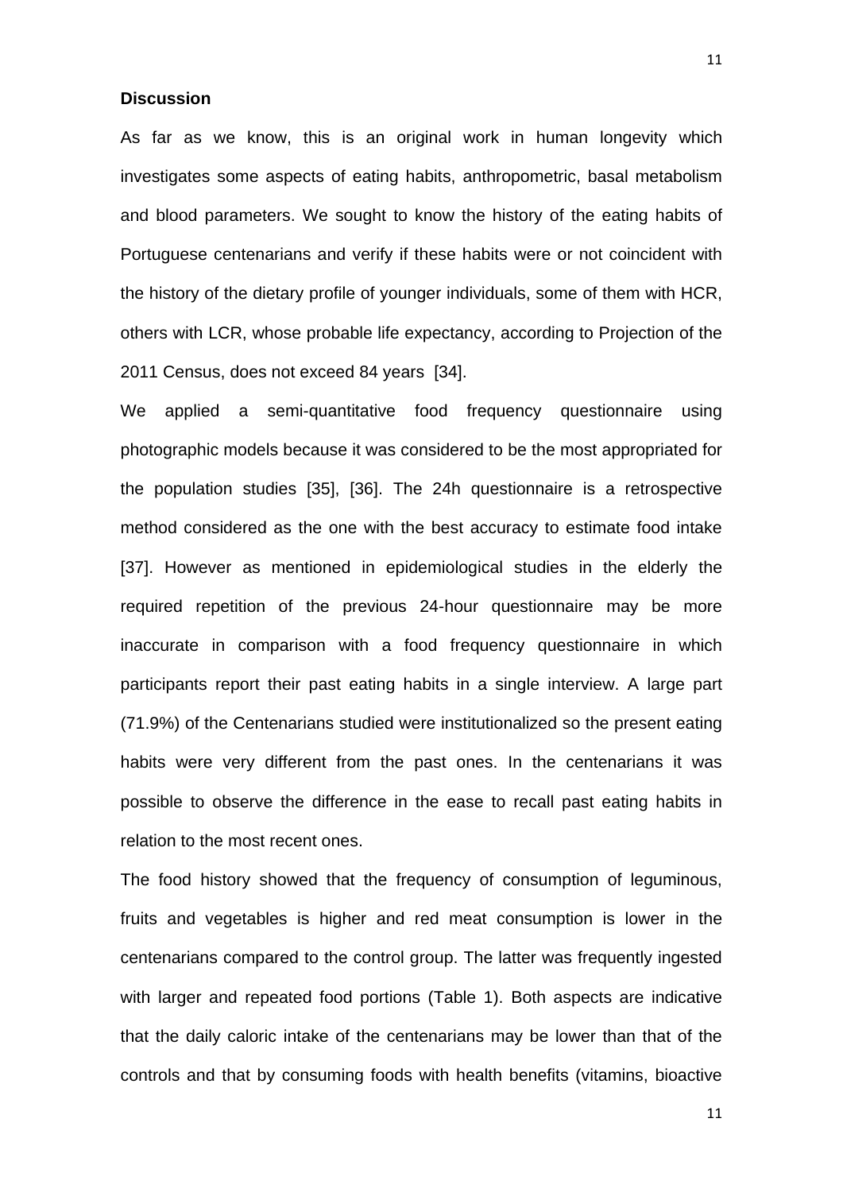**Discussion**

As far as we know, this is an original work in human longevity which investigates some aspects of eating habits, anthropometric, basal metabolism and blood parameters. We sought to know the history of the eating habits of Portuguese centenarians and verify if these habits were or not coincident with the history of the dietary profile of younger individuals, some of them with HCR, others with LCR, whose probable life expectancy, according to Projection of the 2011 Census, does not exceed 84 years [34].

We applied a semi-quantitative food frequency questionnaire using photographic models because it was considered to be the most appropriated for the population studies [35], [36]. The 24h questionnaire is a retrospective method considered as the one with the best accuracy to estimate food intake [37]. However as mentioned in epidemiological studies in the elderly the required repetition of the previous 24-hour questionnaire may be more inaccurate in comparison with a food frequency questionnaire in which participants report their past eating habits in a single interview. A large part (71.9%) of the Centenarians studied were institutionalized so the present eating habits were very different from the past ones. In the centenarians it was possible to observe the difference in the ease to recall past eating habits in relation to the most recent ones.

The food history showed that the frequency of consumption of leguminous, fruits and vegetables is higher and red meat consumption is lower in the centenarians compared to the control group. The latter was frequently ingested with larger and repeated food portions (Table 1). Both aspects are indicative that the daily caloric intake of the centenarians may be lower than that of the controls and that by consuming foods with health benefits (vitamins, bioactive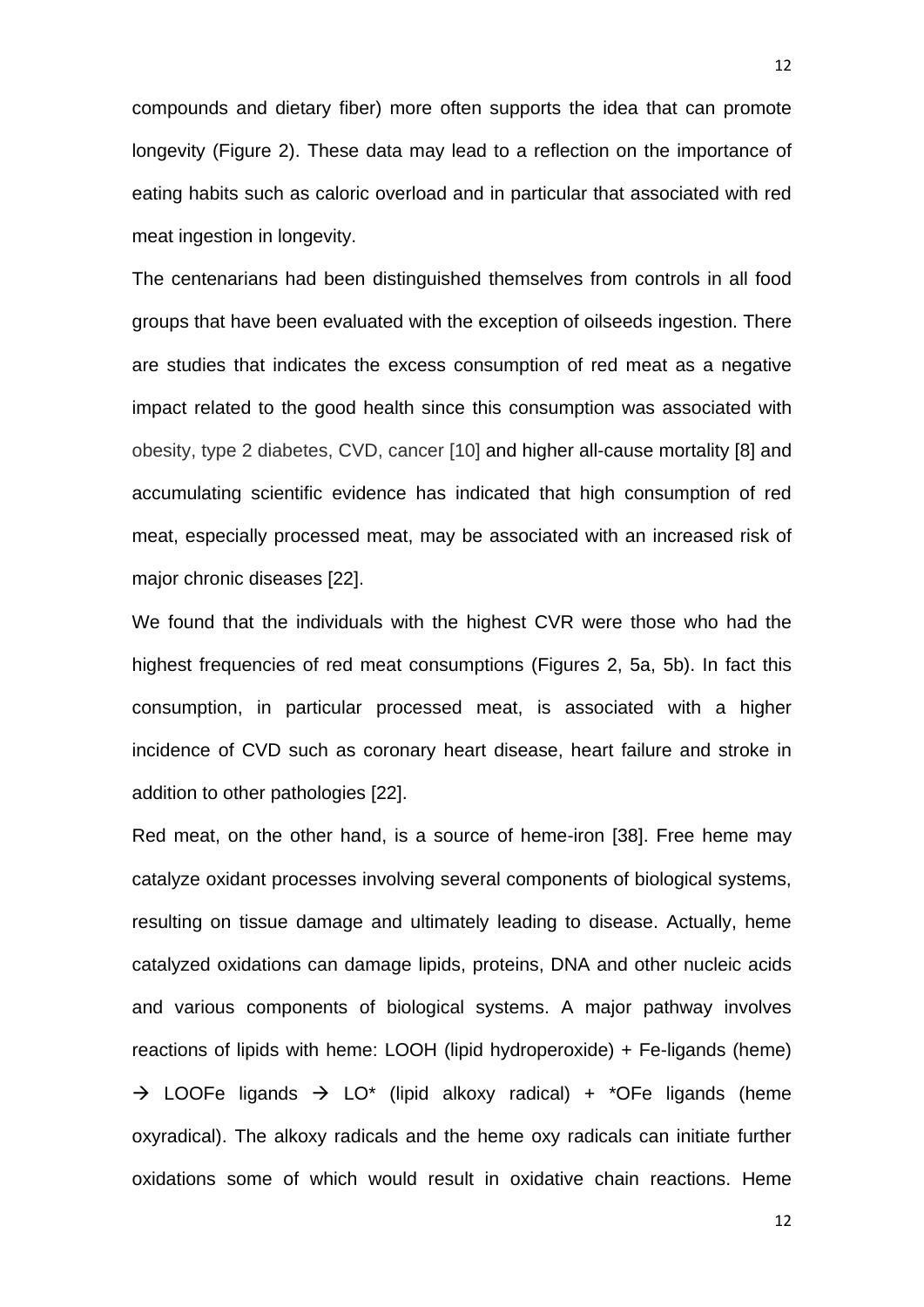compounds and dietary fiber) more often supports the idea that can promote longevity (Figure 2). These data may lead to a reflection on the importance of eating habits such as caloric overload and in particular that associated with red meat ingestion in longevity.

The centenarians had been distinguished themselves from controls in all food groups that have been evaluated with the exception of oilseeds ingestion. There are studies that indicates the excess consumption of red meat as a negative impact related to the good health since this consumption was associated with obesity, type 2 diabetes, CVD, cancer [10] and higher all-cause mortality [8] and accumulating scientific evidence has indicated that high consumption of red meat, especially processed meat, may be associated with an increased risk of major chronic diseases [22].

We found that the individuals with the highest CVR were those who had the highest frequencies of red meat consumptions (Figures 2, 5a, 5b). In fact this consumption, in particular processed meat, is associated with a higher incidence of CVD such as coronary heart disease, heart failure and stroke in addition to other pathologies [22].

Red meat, on the other hand, is a source of heme-iron [38]. Free heme may catalyze oxidant processes involving several components of biological systems, resulting on tissue damage and ultimately leading to disease. Actually, heme catalyzed oxidations can damage lipids, proteins, DNA and other nucleic acids and various components of biological systems. A major pathway involves reactions of lipids with heme: LOOH (lipid hydroperoxide) + Fe-ligands (heme) → LOOFe ligands → LO* (lipid alkoxy radical) + *OFe ligands (heme oxyradical). The alkoxy radicals and the heme oxy radicals can initiate further oxidations some of which would result in oxidative chain reactions. Heme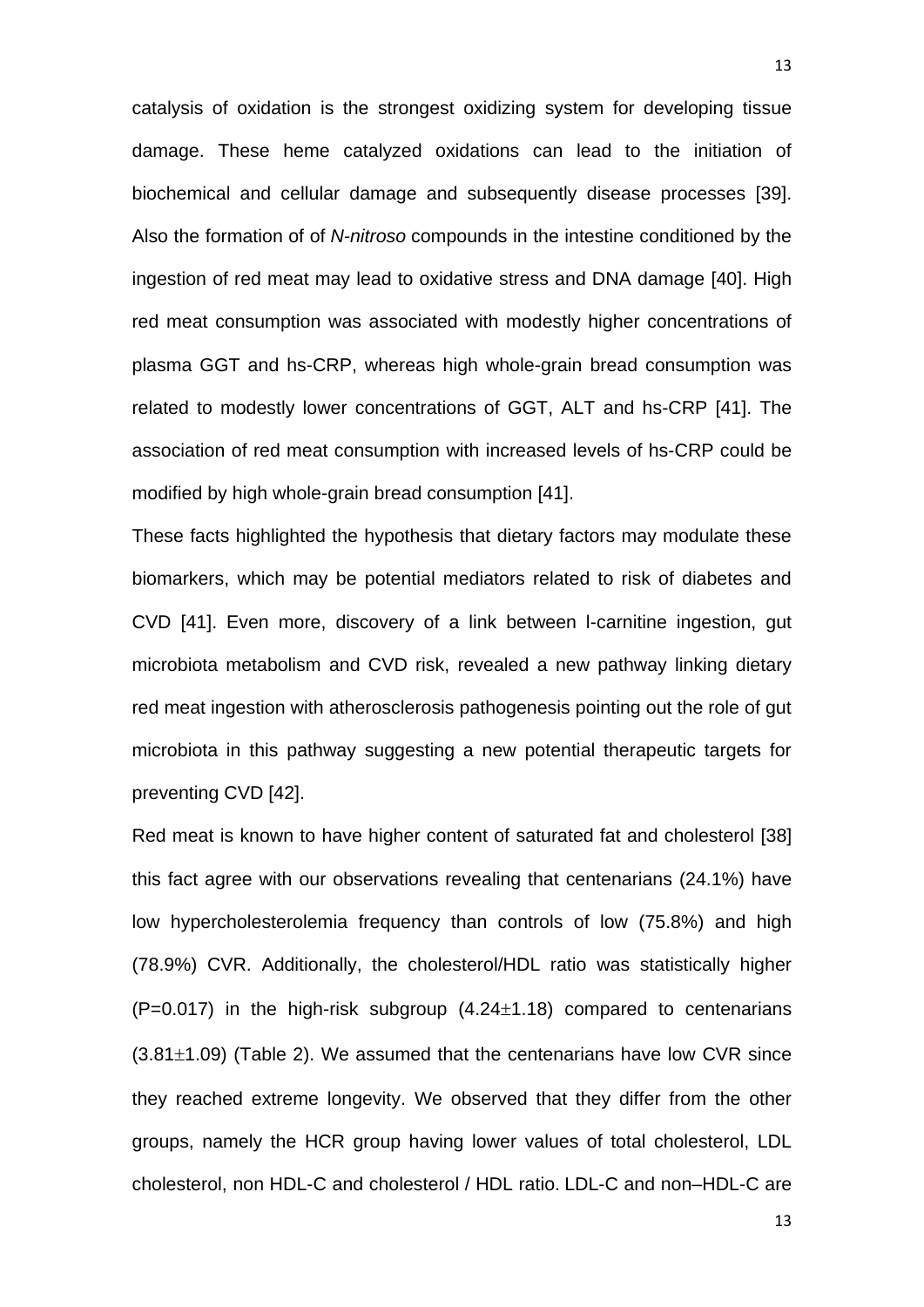catalysis of oxidation is the strongest oxidizing system for developing tissue damage. These heme catalyzed oxidations can lead to the initiation of biochemical and cellular damage and subsequently disease processes [39]. Also the formation of of *N-nitroso* compounds in the intestine conditioned by the ingestion of red meat may lead to oxidative stress and DNA damage [40]. High red meat consumption was associated with modestly higher concentrations of plasma GGT and hs-CRP, whereas high whole-grain bread consumption was related to modestly lower concentrations of GGT, ALT and hs-CRP [41]. The association of red meat consumption with increased levels of hs-CRP could be modified by high whole-grain bread consumption [41].

These facts highlighted the hypothesis that dietary factors may modulate these biomarkers, which may be potential mediators related to risk of diabetes and CVD [41]. Even more, discovery of a link between l-carnitine ingestion, gut microbiota metabolism and CVD risk, revealed a new pathway linking dietary red meat ingestion with atherosclerosis pathogenesis pointing out the role of gut microbiota in this pathway suggesting a new potential therapeutic targets for preventing CVD [42].

Red meat is known to have higher content of saturated fat and cholesterol [38] this fact agree with our observations revealing that centenarians (24.1%) have low hypercholesterolemia frequency than controls of low (75.8%) and high (78.9%) CVR. Additionally, the cholesterol/HDL ratio was statistically higher ($P=0.017$) in the high-risk subgroup ($4.24\pm1.18$) compared to centenarians ($3.81\pm1.09$) (Table 2). We assumed that the centenarians have low CVR since they reached extreme longevity. We observed that they differ from the other groups, namely the HCR group having lower values of total cholesterol, LDL cholesterol, non HDL-C and cholesterol / HDL ratio. LDL-C and non–HDL-C are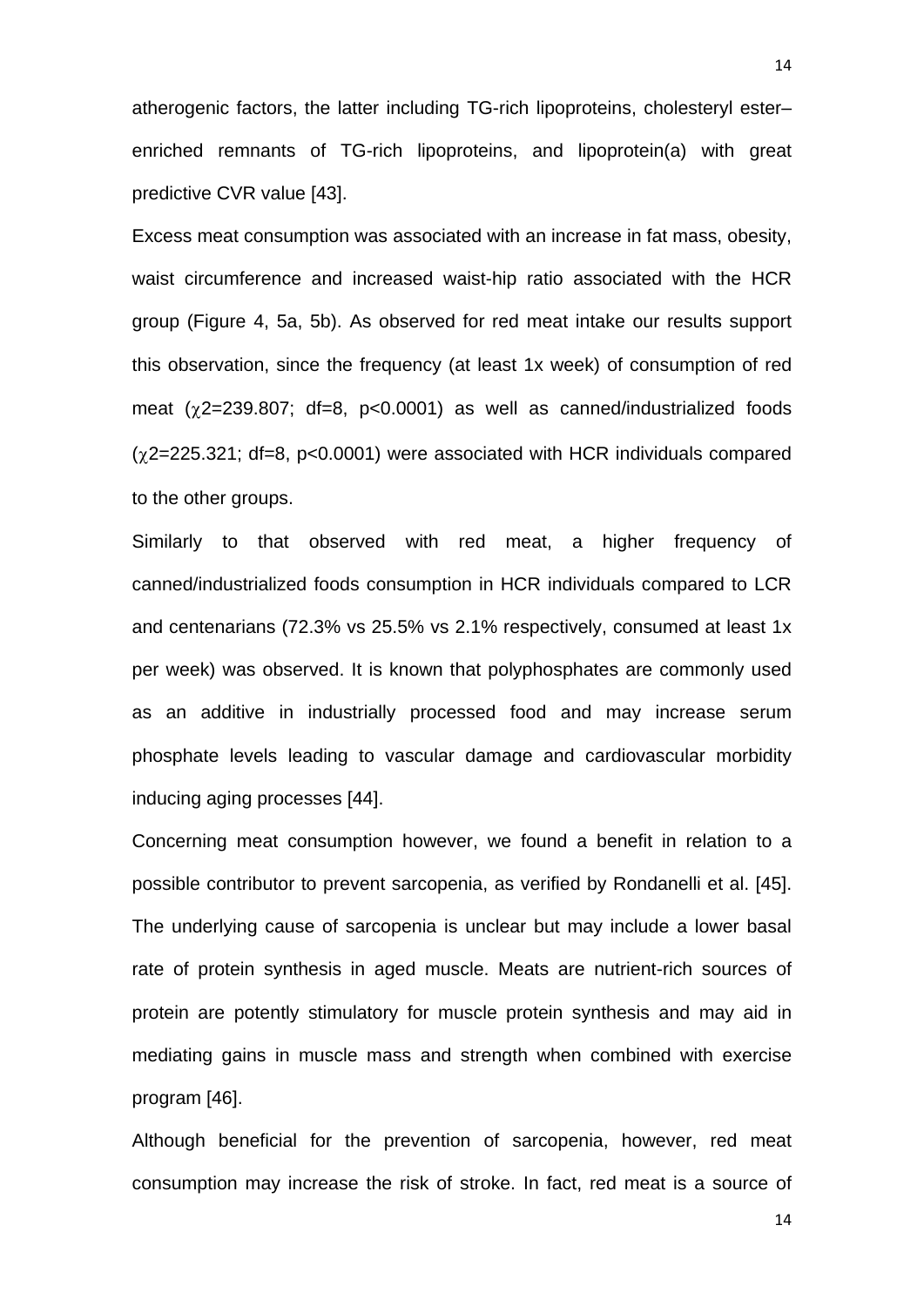atherogenic factors, the latter including TG-rich lipoproteins, cholesteryl ester–enriched remnants of TG-rich lipoproteins, and lipoprotein(a) with great predictive CVR value [43].

Excess meat consumption was associated with an increase in fat mass, obesity, waist circumference and increased waist-hip ratio associated with the HCR group (Figure 4, 5a, 5b). As observed for red meat intake our results support this observation, since the frequency (at least 1x week) of consumption of red meat ($\chi 2$=239.807; df=8, p<0.0001) as well as canned/industrialized foods ($\chi 2$=225.321; df=8, p<0.0001) were associated with HCR individuals compared to the other groups.

Similarly to that observed with red meat, a higher frequency of canned/industrialized foods consumption in HCR individuals compared to LCR and centenarians (72.3% vs 25.5% vs 2.1% respectively, consumed at least 1x per week) was observed. It is known that polyphosphates are commonly used as an additive in industrially processed food and may increase serum phosphate levels leading to vascular damage and cardiovascular morbidity inducing aging processes [44].

Concerning meat consumption however, we found a benefit in relation to a possible contributor to prevent sarcopenia, as verified by Rondanelli et al. [45]. The underlying cause of sarcopenia is unclear but may include a lower basal rate of protein synthesis in aged muscle. Meats are nutrient-rich sources of protein are potently stimulatory for muscle protein synthesis and may aid in mediating gains in muscle mass and strength when combined with exercise program [46].

Although beneficial for the prevention of sarcopenia, however, red meat consumption may increase the risk of stroke. In fact, red meat is a source of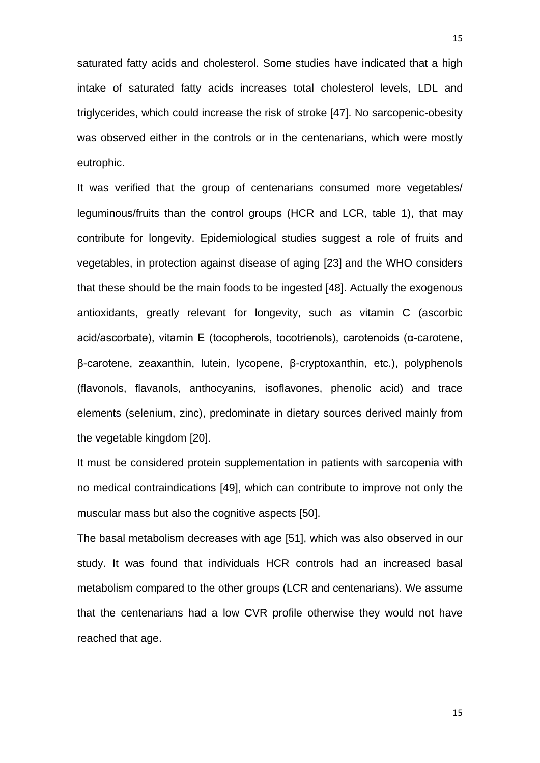saturated fatty acids and cholesterol. Some studies have indicated that a high intake of saturated fatty acids increases total cholesterol levels, LDL and triglycerides, which could increase the risk of stroke [47]. No sarcopenic-obesity was observed either in the controls or in the centenarians, which were mostly eutrophic.

It was verified that the group of centenarians consumed more vegetables/ leguminous/fruits than the control groups (HCR and LCR, table 1), that may contribute for longevity. Epidemiological studies suggest a role of fruits and vegetables, in protection against disease of aging [23] and the WHO considers that these should be the main foods to be ingested [48]. Actually the exogenous antioxidants, greatly relevant for longevity, such as vitamin C (ascorbic acid/ascorbate), vitamin E (tocopherols, tocotrienols), carotenoids (α-carotene, β-carotene, zeaxanthin, lutein, lycopene, β-cryptoxanthin, etc.), polyphenols (flavonols, flavanols, anthocyanins, isoflavones, phenolic acid) and trace elements (selenium, zinc), predominate in dietary sources derived mainly from the vegetable kingdom [20].

It must be considered protein supplementation in patients with sarcopenia with no medical contraindications [49], which can contribute to improve not only the muscular mass but also the cognitive aspects [50].

The basal metabolism decreases with age [51], which was also observed in our study. It was found that individuals HCR controls had an increased basal metabolism compared to the other groups (LCR and centenarians). We assume that the centenarians had a low CVR profile otherwise they would not have reached that age.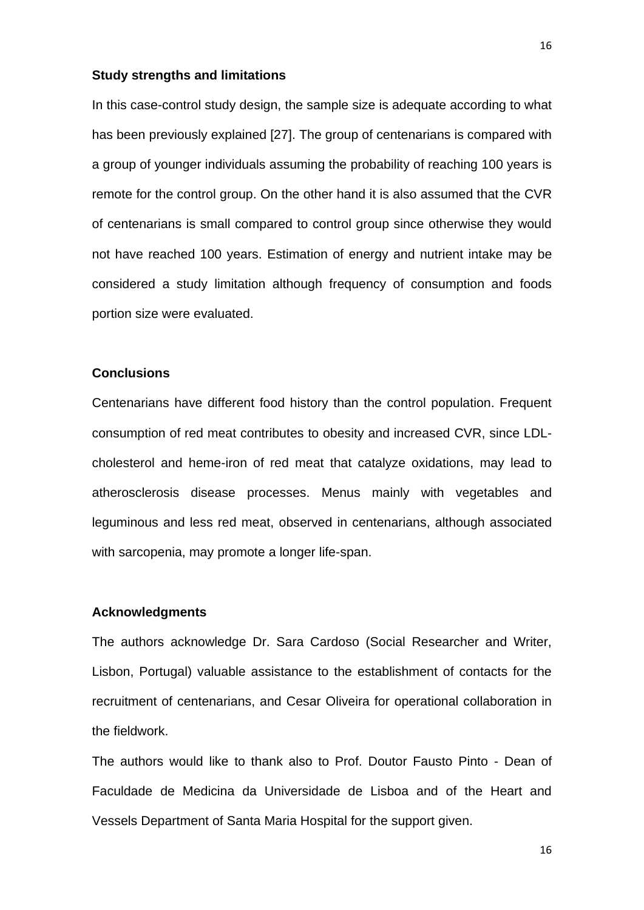**Study strengths and limitations**

In this case-control study design, the sample size is adequate according to what has been previously explained [27]. The group of centenarians is compared with a group of younger individuals assuming the probability of reaching 100 years is remote for the control group. On the other hand it is also assumed that the CVR of centenarians is small compared to control group since otherwise they would not have reached 100 years. Estimation of energy and nutrient intake may be considered a study limitation although frequency of consumption and foods portion size were evaluated.

**Conclusions**

Centenarians have different food history than the control population. Frequent consumption of red meat contributes to obesity and increased CVR, since LDL-cholesterol and heme-iron of red meat that catalyze oxidations, may lead to atherosclerosis disease processes. Menus mainly with vegetables and leguminous and less red meat, observed in centenarians, although associated with sarcopenia, may promote a longer life-span.

**Acknowledgments**

The authors acknowledge Dr. Sara Cardoso (Social Researcher and Writer, Lisbon, Portugal) valuable assistance to the establishment of contacts for the recruitment of centenarians, and Cesar Oliveira for operational collaboration in the fieldwork.

The authors would like to thank also to Prof. Doutor Fausto Pinto - Dean of Faculdade de Medicina da Universidade de Lisboa and of the Heart and Vessels Department of Santa Maria Hospital for the support given.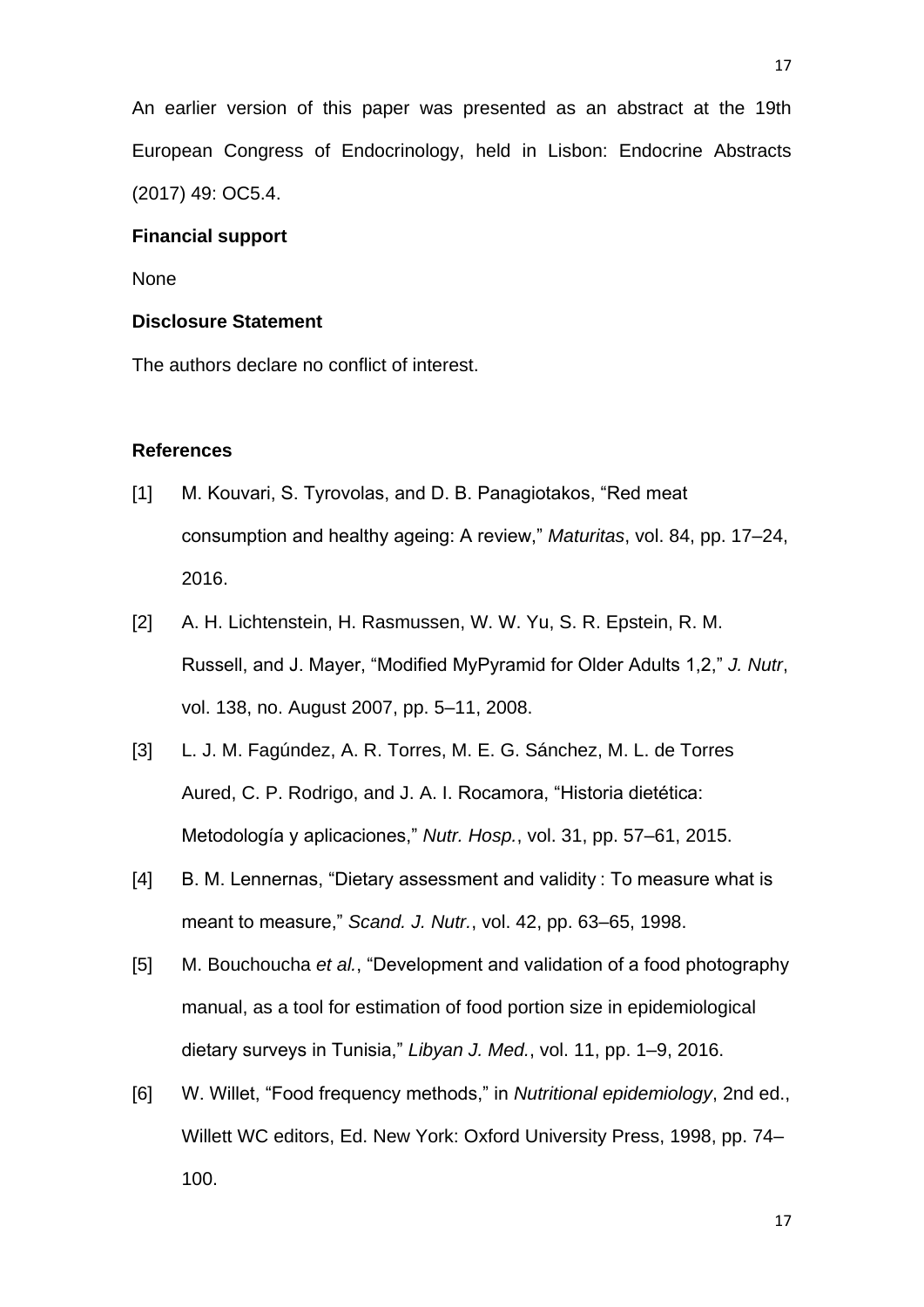An earlier version of this paper was presented as an abstract at the 19th European Congress of Endocrinology, held in Lisbon: Endocrine Abstracts (2017) 49: OC5.4.

**Financial support**

None

**Disclosure Statement**

The authors declare no conflict of interest.

**References**

[1] M. Kouvari, S. Tyrovolas, and D. B. Panagiotakos, "Red meat consumption and healthy ageing: A review," *Maturitas*, vol. 84, pp. 17–24, 2016.

[2] A. H. Lichtenstein, H. Rasmussen, W. W. Yu, S. R. Epstein, R. M. Russell, and J. Mayer, "Modified MyPyramid for Older Adults 1,2," *J. Nutr*, vol. 138, no. August 2007, pp. 5–11, 2008.

[3] L. J. M. Fagúndez, A. R. Torres, M. E. G. Sánchez, M. L. de Torres Aured, C. P. Rodrigo, and J. A. I. Rocamora, "Historia dietética: Metodología y aplicaciones," *Nutr. Hosp.*, vol. 31, pp. 57–61, 2015.

[4] B. M. Lennernas, "Dietary assessment and validity : To measure what is meant to measure," *Scand. J. Nutr.*, vol. 42, pp. 63–65, 1998.

[5] M. Bouchoucha *et al.*, "Development and validation of a food photography manual, as a tool for estimation of food portion size in epidemiological dietary surveys in Tunisia," *Libyan J. Med.*, vol. 11, pp. 1–9, 2016.

[6] W. Willet, "Food frequency methods," in *Nutritional epidemiology*, 2nd ed., Willett WC editors, Ed. New York: Oxford University Press, 1998, pp. 74–100.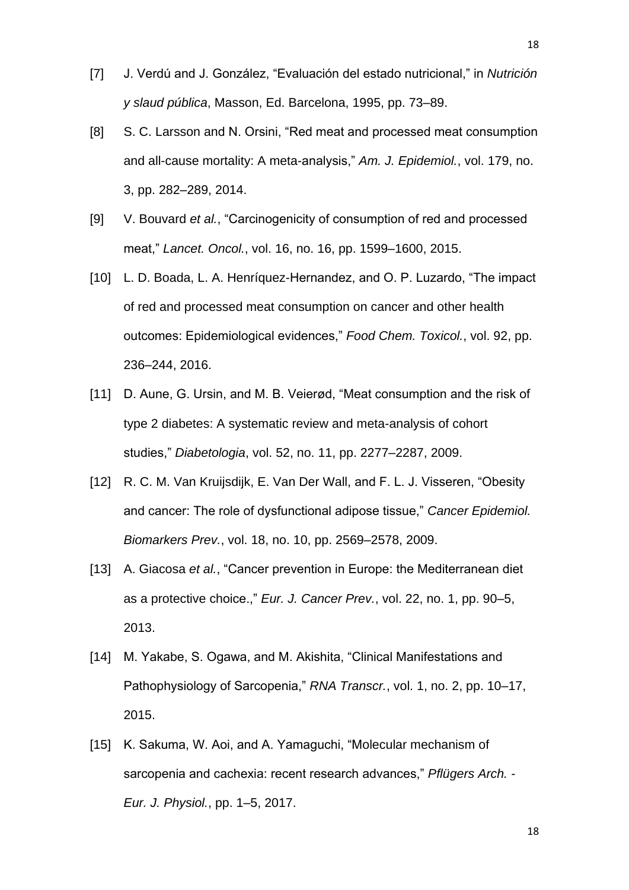[7] J. Verdú and J. González, “Evaluación del estado nutricional,” in *Nutrición y slaud pública*, Masson, Ed. Barcelona, 1995, pp. 73–89.

[8] S. C. Larsson and N. Orsini, “Red meat and processed meat consumption and all-cause mortality: A meta-analysis,” *Am. J. Epidemiol.*, vol. 179, no. 3, pp. 282–289, 2014.

[9] V. Bouvard *et al.*, “Carcinogenicity of consumption of red and processed meat,” *Lancet. Oncol.*, vol. 16, no. 16, pp. 1599–1600, 2015.

[10] L. D. Boada, L. A. Henríquez-Hernandez, and O. P. Luzardo, “The impact of red and processed meat consumption on cancer and other health outcomes: Epidemiological evidences,” *Food Chem. Toxicol.*, vol. 92, pp. 236–244, 2016.

[11] D. Aune, G. Ursin, and M. B. Veierød, “Meat consumption and the risk of type 2 diabetes: A systematic review and meta-analysis of cohort studies,” *Diabetologia*, vol. 52, no. 11, pp. 2277–2287, 2009.

[12] R. C. M. Van Kruijsdijk, E. Van Der Wall, and F. L. J. Visseren, “Obesity and cancer: The role of dysfunctional adipose tissue,” *Cancer Epidemiol. Biomarkers Prev.*, vol. 18, no. 10, pp. 2569–2578, 2009.

[13] A. Giacosa *et al.*, “Cancer prevention in Europe: the Mediterranean diet as a protective choice.,” *Eur. J. Cancer Prev.*, vol. 22, no. 1, pp. 90–5, 2013.

[14] M. Yakabe, S. Ogawa, and M. Akishita, “Clinical Manifestations and Pathophysiology of Sarcopenia,” *RNA Transcr.*, vol. 1, no. 2, pp. 10–17, 2015.

[15] K. Sakuma, W. Aoi, and A. Yamaguchi, “Molecular mechanism of sarcopenia and cachexia: recent research advances,” *Pflügers Arch. - Eur. J. Physiol.*, pp. 1–5, 2017.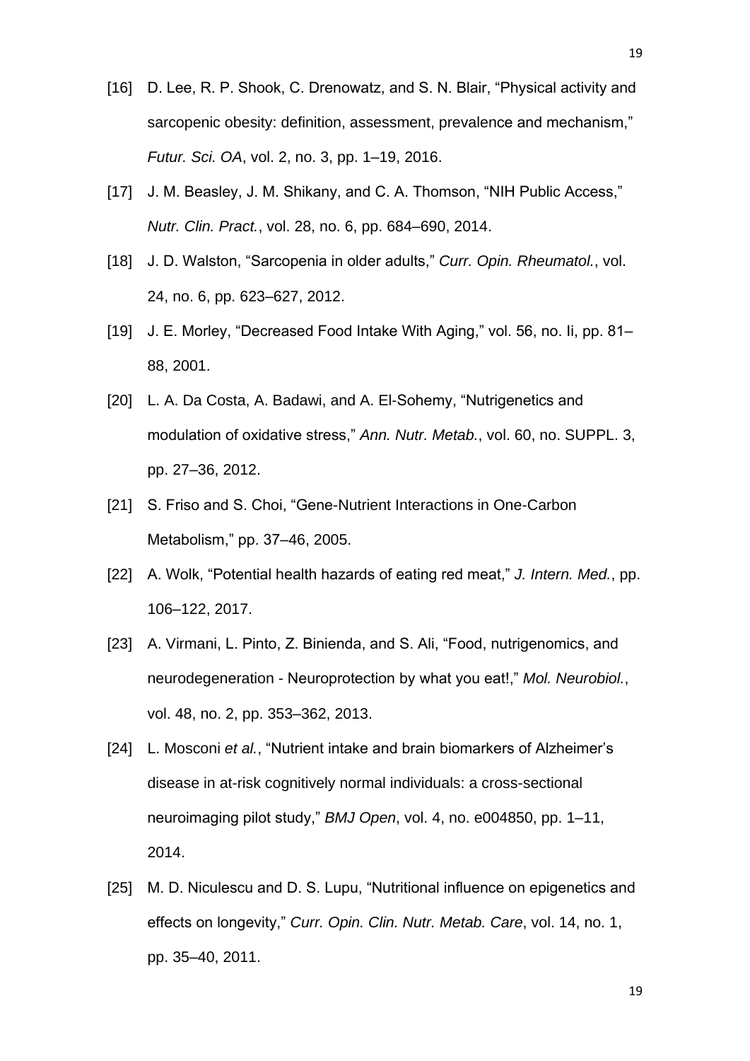[16] D. Lee, R. P. Shook, C. Drenowatz, and S. N. Blair, "Physical activity and sarcopenic obesity: definition, assessment, prevalence and mechanism," *Futur. Sci. OA*, vol. 2, no. 3, pp. 1–19, 2016.

[17] J. M. Beasley, J. M. Shikany, and C. A. Thomson, "NIH Public Access," *Nutr. Clin. Pract.*, vol. 28, no. 6, pp. 684–690, 2014.

[18] J. D. Walston, "Sarcopenia in older adults," *Curr. Opin. Rheumatol.*, vol. 24, no. 6, pp. 623–627, 2012.

[19] J. E. Morley, "Decreased Food Intake With Aging," vol. 56, no. Ii, pp. 81–88, 2001.

[20] L. A. Da Costa, A. Badawi, and A. El-Sohemy, "Nutrigenetics and modulation of oxidative stress," *Ann. Nutr. Metab.*, vol. 60, no. SUPPL. 3, pp. 27–36, 2012.

[21] S. Friso and S. Choi, "Gene-Nutrient Interactions in One-Carbon Metabolism," pp. 37–46, 2005.

[22] A. Wolk, "Potential health hazards of eating red meat," *J. Intern. Med.*, pp. 106–122, 2017.

[23] A. Virmani, L. Pinto, Z. Binienda, and S. Ali, "Food, nutrigenomics, and neurodegeneration - Neuroprotection by what you eat!," *Mol. Neurobiol.*, vol. 48, no. 2, pp. 353–362, 2013.

[24] L. Mosconi *et al.*, "Nutrient intake and brain biomarkers of Alzheimer's disease in at-risk cognitively normal individuals: a cross-sectional neuroimaging pilot study," *BMJ Open*, vol. 4, no. e004850, pp. 1–11, 2014.

[25] M. D. Niculescu and D. S. Lupu, "Nutritional influence on epigenetics and effects on longevity," *Curr. Opin. Clin. Nutr. Metab. Care*, vol. 14, no. 1, pp. 35–40, 2011.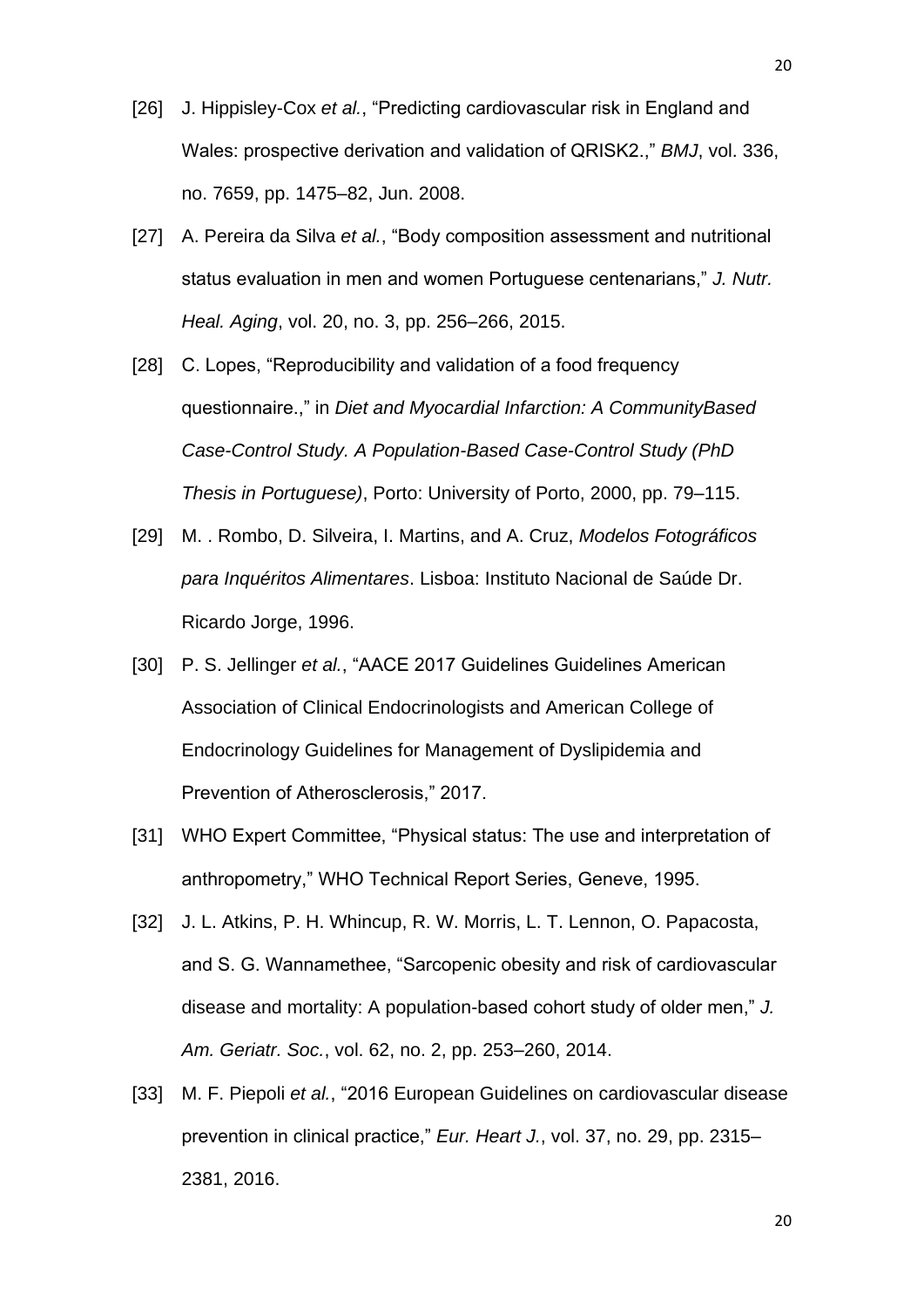[26] J. Hippisley-Cox *et al.*, "Predicting cardiovascular risk in England and Wales: prospective derivation and validation of QRISK2.," *BMJ*, vol. 336, no. 7659, pp. 1475–82, Jun. 2008.

[27] A. Pereira da Silva *et al.*, "Body composition assessment and nutritional status evaluation in men and women Portuguese centenarians," *J. Nutr. Heal. Aging*, vol. 20, no. 3, pp. 256–266, 2015.

[28] C. Lopes, "Reproducibility and validation of a food frequency questionnaire.," in *Diet and Myocardial Infarction: A CommunityBased Case-Control Study. A Population-Based Case-Control Study (PhD Thesis in Portuguese)*, Porto: University of Porto, 2000, pp. 79–115.

[29] M. . Rombo, D. Silveira, I. Martins, and A. Cruz, *Modelos Fotográficos para Inquéritos Alimentares*. Lisboa: Instituto Nacional de Saúde Dr. Ricardo Jorge, 1996.

[30] P. S. Jellinger *et al.*, "AACE 2017 Guidelines Guidelines American Association of Clinical Endocrinologists and American College of Endocrinology Guidelines for Management of Dyslipidemia and Prevention of Atherosclerosis," 2017.

[31] WHO Expert Committee, "Physical status: The use and interpretation of anthropometry," WHO Technical Report Series, Geneve, 1995.

[32] J. L. Atkins, P. H. Whincup, R. W. Morris, L. T. Lennon, O. Papacosta, and S. G. Wannamethee, "Sarcopenic obesity and risk of cardiovascular disease and mortality: A population-based cohort study of older men," *J. Am. Geriatr. Soc.*, vol. 62, no. 2, pp. 253–260, 2014.

[33] M. F. Piepoli *et al.*, "2016 European Guidelines on cardiovascular disease prevention in clinical practice," *Eur. Heart J.*, vol. 37, no. 29, pp. 2315–2381, 2016.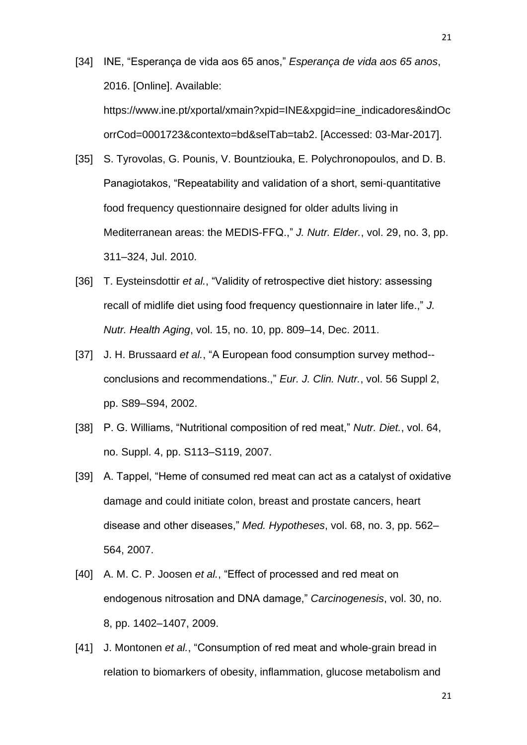[34] INE, "Esperança de vida aos 65 anos," *Esperança de vida aos 65 anos*, 2016. [Online]. Available: https://www.ine.pt/xportal/xmain?xpid=INE&xpgid=ine_indicadores&indOcorrCod=0001723&contexto=bd&selTab=tab2. [Accessed: 03-Mar-2017].

[35] S. Tyrovolas, G. Pounis, V. Bountziouka, E. Polychronopoulos, and D. B. Panagiotakos, "Repeatability and validation of a short, semi-quantitative food frequency questionnaire designed for older adults living in Mediterranean areas: the MEDIS-FFQ.," *J. Nutr. Elder.*, vol. 29, no. 3, pp. 311–324, Jul. 2010.

[36] T. Eysteinsdottir *et al.*, "Validity of retrospective diet history: assessing recall of midlife diet using food frequency questionnaire in later life.," *J. Nutr. Health Aging*, vol. 15, no. 10, pp. 809–14, Dec. 2011.

[37] J. H. Brussaard *et al.*, "A European food consumption survey method--conclusions and recommendations.," *Eur. J. Clin. Nutr.*, vol. 56 Suppl 2, pp. S89–S94, 2002.

[38] P. G. Williams, "Nutritional composition of red meat," *Nutr. Diet.*, vol. 64, no. Suppl. 4, pp. S113–S119, 2007.

[39] A. Tappel, "Heme of consumed red meat can act as a catalyst of oxidative damage and could initiate colon, breast and prostate cancers, heart disease and other diseases," *Med. Hypotheses*, vol. 68, no. 3, pp. 562–564, 2007.

[40] A. M. C. P. Joosen *et al.*, "Effect of processed and red meat on endogenous nitrosation and DNA damage," *Carcinogenesis*, vol. 30, no. 8, pp. 1402–1407, 2009.

[41] J. Montonen *et al.*, "Consumption of red meat and whole-grain bread in relation to biomarkers of obesity, inflammation, glucose metabolism and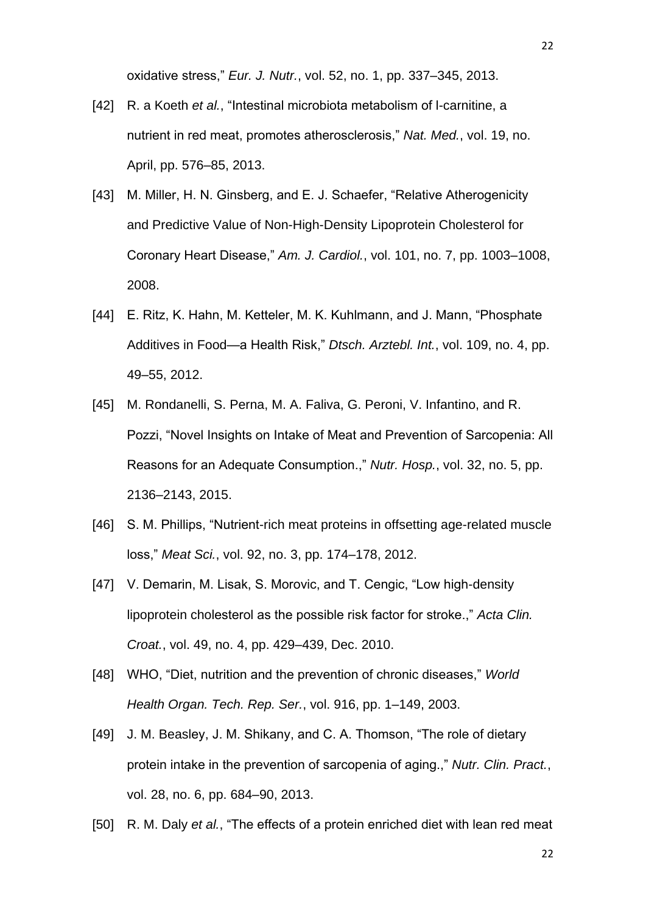oxidative stress," *Eur. J. Nutr.*, vol. 52, no. 1, pp. 337–345, 2013.

[42] R. a Koeth *et al.*, "Intestinal microbiota metabolism of l-carnitine, a nutrient in red meat, promotes atherosclerosis," *Nat. Med.*, vol. 19, no. April, pp. 576–85, 2013.

[43] M. Miller, H. N. Ginsberg, and E. J. Schaefer, "Relative Atherogenicity and Predictive Value of Non-High-Density Lipoprotein Cholesterol for Coronary Heart Disease," *Am. J. Cardiol.*, vol. 101, no. 7, pp. 1003–1008, 2008.

[44] E. Ritz, K. Hahn, M. Ketteler, M. K. Kuhlmann, and J. Mann, "Phosphate Additives in Food—a Health Risk," *Dtsch. Arztebl. Int.*, vol. 109, no. 4, pp. 49–55, 2012.

[45] M. Rondanelli, S. Perna, M. A. Faliva, G. Peroni, V. Infantino, and R. Pozzi, "Novel Insights on Intake of Meat and Prevention of Sarcopenia: All Reasons for an Adequate Consumption.," *Nutr. Hosp.*, vol. 32, no. 5, pp. 2136–2143, 2015.

[46] S. M. Phillips, "Nutrient-rich meat proteins in offsetting age-related muscle loss," *Meat Sci.*, vol. 92, no. 3, pp. 174–178, 2012.

[47] V. Demarin, M. Lisak, S. Morovic, and T. Cengic, "Low high-density lipoprotein cholesterol as the possible risk factor for stroke.," *Acta Clin. Croat.*, vol. 49, no. 4, pp. 429–439, Dec. 2010.

[48] WHO, "Diet, nutrition and the prevention of chronic diseases," *World Health Organ. Tech. Rep. Ser.*, vol. 916, pp. 1–149, 2003.

[49] J. M. Beasley, J. M. Shikany, and C. A. Thomson, "The role of dietary protein intake in the prevention of sarcopenia of aging.," *Nutr. Clin. Pract.*, vol. 28, no. 6, pp. 684–90, 2013.

[50] R. M. Daly *et al.*, "The effects of a protein enriched diet with lean red meat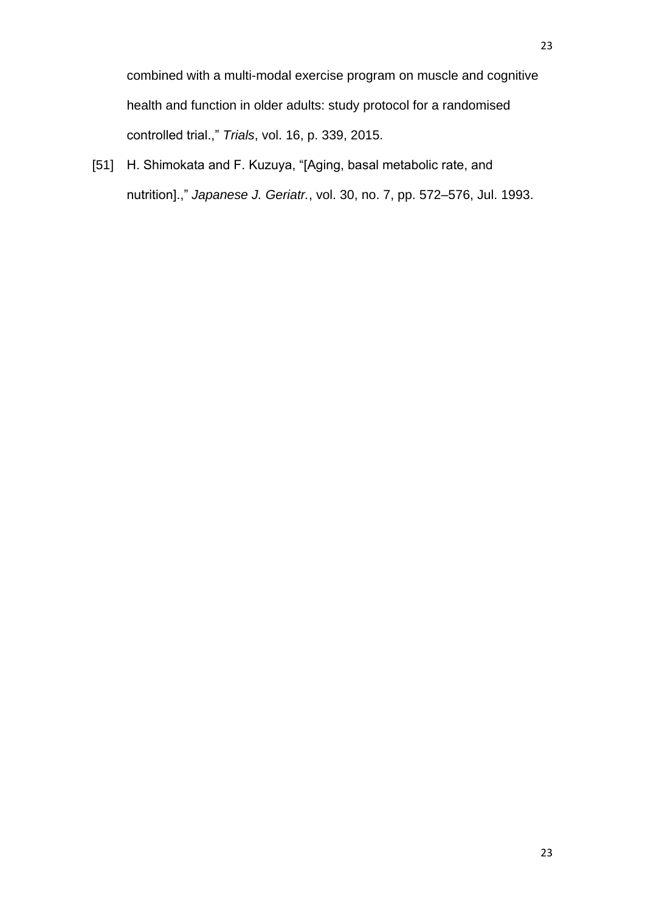combined with a multi-modal exercise program on muscle and cognitive health and function in older adults: study protocol for a randomised controlled trial.," *Trials*, vol. 16, p. 339, 2015.

[51] H. Shimokata and F. Kuzuya, "[Aging, basal metabolic rate, and nutrition].," *Japanese J. Geriatr.*, vol. 30, no. 7, pp. 572–576, Jul. 1993.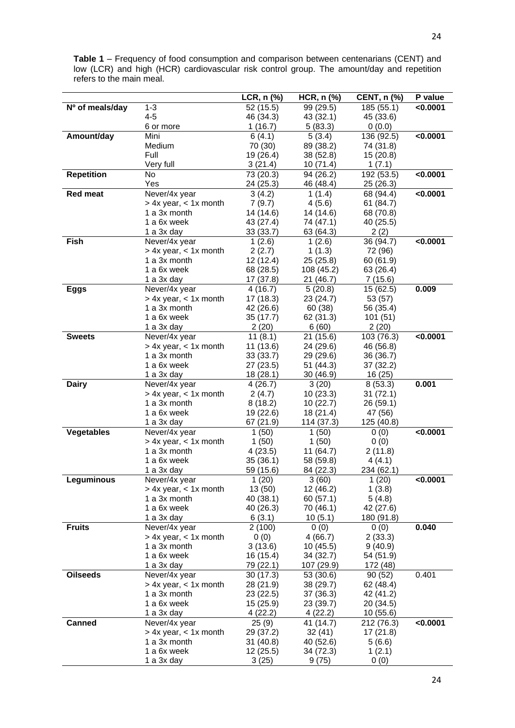**Table 1** – Frequency of food consumption and comparison between centenarians (CENT) and low (LCR) and high (HCR) cardiovascular risk control group. The amount/day and repetition refers to the main meal.

| | | LCR, n (%) | HCR, n (%) | CENT, n (%) | P value |
|---|---|---|---|---|---|
| **Nº of meals/day** | 1-3 | 52 (15.5) | 99 (29.5) | 185 (55.1) | **<0.0001** |
| | 4-5 | 46 (34.3) | 43 (32.1) | 45 (33.6) | |
| | 6 or more | 1 (16.7) | 5 (83.3) | 0 (0.0) | |
| **Amount/day** | Mini | 6 (4.1) | 5 (3.4) | 136 (92.5) | **<0.0001** |
| | Medium | 70 (30) | 89 (38.2) | 74 (31.8) | |
| | Full | 19 (26.4) | 38 (52.8) | 15 (20.8) | |
| | Very full | 3 (21.4) | 10 (71.4) | 1 (7.1) | |
| **Repetition** | No | 73 (20.3) | 94 (26.2) | 192 (53.5) | **<0.0001** |
| | Yes | 24 (25.3) | 46 (48.4) | 25 (26.3) | |
| **Red meat** | Never/4x year | 3 (4.2) | 1 (1.4) | 68 (94.4) | **<0.0001** |
| | > 4x year, < 1x month | 7 (9.7) | 4 (5.6) | 61 (84.7) | |
| | 1 a 3x month | 14 (14.6) | 14 (14.6) | 68 (70.8) | |
| | 1 a 6x week | 43 (27.4) | 74 (47.1) | 40 (25.5) | |
| | 1 a 3x day | 33 (33.7) | 63 (64.3) | 2 (2) | |
| **Fish** | Never/4x year | 1 (2.6) | 1 (2.6) | 36 (94.7) | **<0.0001** |
| | > 4x year, < 1x month | 2 (2.7) | 1 (1.3) | 72 (96) | |
| | 1 a 3x month | 12 (12.4) | 25 (25.8) | 60 (61.9) | |
| | 1 a 6x week | 68 (28.5) | 108 (45.2) | 63 (26.4) | |
| | 1 a 3x day | 17 (37.8) | 21 (46.7) | 7 (15.6) | |
| **Eggs** | Never/4x year | 4 (16.7) | 5 (20.8) | 15 (62.5) | **0.009** |
| | > 4x year, < 1x month | 17 (18.3) | 23 (24.7) | 53 (57) | |
| | 1 a 3x month | 42 (26.6) | 60 (38) | 56 (35.4) | |
| | 1 a 6x week | 35 (17.7) | 62 (31.3) | 101 (51) | |
| | 1 a 3x day | 2 (20) | 6 (60) | 2 (20) | |
| **Sweets** | Never/4x year | 11 (8.1) | 21 (15.6) | 103 (76.3) | **<0.0001** |
| | > 4x year, < 1x month | 11 (13.6) | 24 (29.6) | 46 (56.8) | |
| | 1 a 3x month | 33 (33.7) | 29 (29.6) | 36 (36.7) | |
| | 1 a 6x week | 27 (23.5) | 51 (44.3) | 37 (32.2) | |
| | 1 a 3x day | 18 (28.1) | 30 (46.9) | 16 (25) | |
| **Dairy** | Never/4x year | 4 (26.7) | 3 (20) | 8 (53.3) | **0.001** |
| | > 4x year, < 1x month | 2 (4.7) | 10 (23.3) | 31 (72.1) | |
| | 1 a 3x month | 8 (18.2) | 10 (22.7) | 26 (59.1) | |
| | 1 a 6x week | 19 (22.6) | 18 (21.4) | 47 (56) | |
| | 1 a 3x day | 67 (21.9) | 114 (37.3) | 125 (40.8) | |
| **Vegetables** | Never/4x year | 1 (50) | 1 (50) | 0 (0) | **<0.0001** |
| | > 4x year, < 1x month | 1 (50) | 1 (50) | 0 (0) | |
| | 1 a 3x month | 4 (23.5) | 11 (64.7) | 2 (11.8) | |
| | 1 a 6x week | 35 (36.1) | 58 (59.8) | 4 (4.1) | |
| | 1 a 3x day | 59 (15.6) | 84 (22.3) | 234 (62.1) | |
| **Leguminous** | Never/4x year | 1 (20) | 3 (60) | 1 (20) | **<0.0001** |
| | > 4x year, < 1x month | 13 (50) | 12 (46.2) | 1 (3.8) | |
| | 1 a 3x month | 40 (38.1) | 60 (57.1) | 5 (4.8) | |
| | 1 a 6x week | 40 (26.3) | 70 (46.1) | 42 (27.6) | |
| | 1 a 3x day | 6 (3.1) | 10 (5.1) | 180 (91.8) | |
| **Fruits** | Never/4x year | 2 (100) | 0 (0) | 0 (0) | **0.040** |
| | > 4x year, < 1x month | 0 (0) | 4 (66.7) | 2 (33.3) | |
| | 1 a 3x month | 3 (13.6) | 10 (45.5) | 9 (40.9) | |
| | 1 a 6x week | 16 (15.4) | 34 (32.7) | 54 (51.9) | |
| | 1 a 3x day | 79 (22.1) | 107 (29.9) | 172 (48) | |
| **Oilseeds** | Never/4x year | 30 (17.3) | 53 (30.6) | 90 (52) | 0.401 |
| | > 4x year, < 1x month | 28 (21.9) | 38 (29.7) | 62 (48.4) | |
| | 1 a 3x month | 23 (22.5) | 37 (36.3) | 42 (41.2) | |
| | 1 a 6x week | 15 (25.9) | 23 (39.7) | 20 (34.5) | |
| | 1 a 3x day | 4 (22.2) | 4 (22.2) | 10 (55.6) | |
| **Canned** | Never/4x year | 25 (9) | 41 (14.7) | 212 (76.3) | **<0.0001** |
| | > 4x year, < 1x month | 29 (37.2) | 32 (41) | 17 (21.8) | |
| | 1 a 3x month | 31 (40.8) | 40 (52.6) | 5 (6.6) | |
| | 1 a 6x week | 12 (25.5) | 34 (72.3) | 1 (2.1) | |
| | 1 a 3x day | 3 (25) | 9 (75) | 0 (0) | |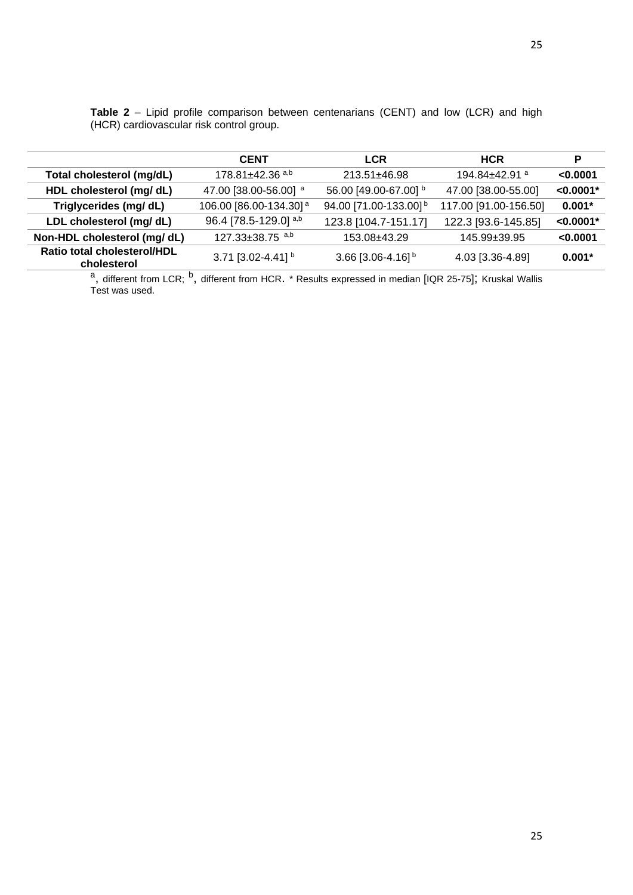**Table 2** – Lipid profile comparison between centenarians (CENT) and low (LCR) and high (HCR) cardiovascular risk control group.

| | **CENT** | **LCR** | **HCR** | **P** |
|---|---|---|---|---|
| **Total cholesterol (mg/dL)** | 178.81±42.36 [a,b] | 213.51±46.98 | 194.84±42.91 [a] | **<0.0001** |
| **HDL cholesterol (mg/ dL)** | 47.00 [38.00-56.00] [a] | 56.00 [49.00-67.00] [b] | 47.00 [38.00-55.00] | **<0.0001*** |
| **Triglycerides (mg/ dL)** | 106.00 [86.00-134.30] [a] | 94.00 [71.00-133.00] [b] | 117.00 [91.00-156.50] | **0.001*** |
| **LDL cholesterol (mg/ dL)** | 96.4 [78.5-129.0] [a,b] | 123.8 [104.7-151.17] | 122.3 [93.6-145.85] | **<0.0001*** |
| **Non-HDL cholesterol (mg/ dL)** | 127.33±38.75 [a,b] | 153.08±43.29 | 145.99±39.95 | **<0.0001** |
| **Ratio total cholesterol/HDL cholesterol** | 3.71 [3.02-4.41] [b] | 3.66 [3.06-4.16] [b] | 4.03 [3.36-4.89] | **0.001*** |

[a], different from LCR; [b], different from HCR. * Results expressed in median [IQR 25-75]; Kruskal Wallis Test was used.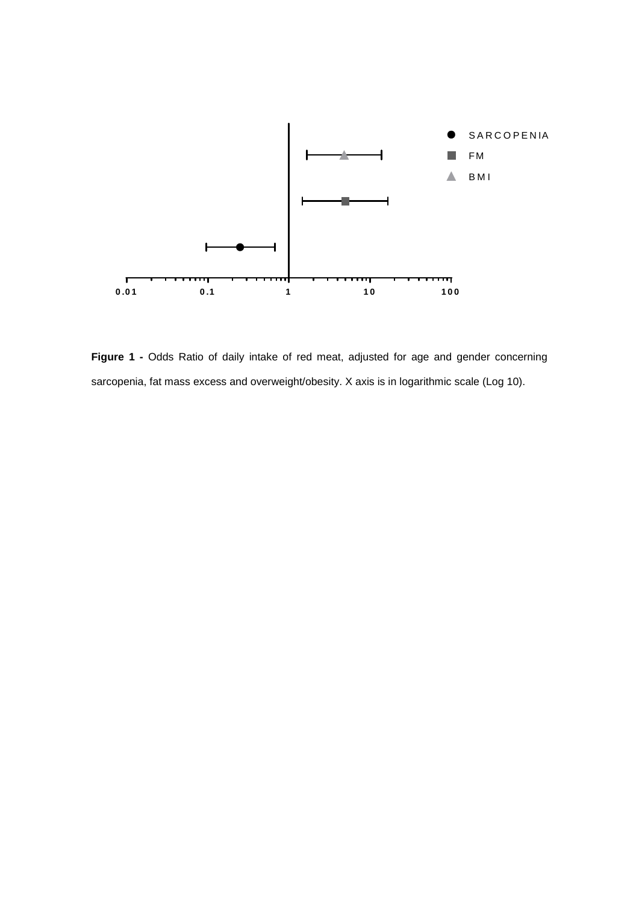**Figure 1 -** Odds Ratio of daily intake of red meat, adjusted for age and gender concerning sarcopenia, fat mass excess and overweight/obesity. X axis is in logarithmic scale (Log 10).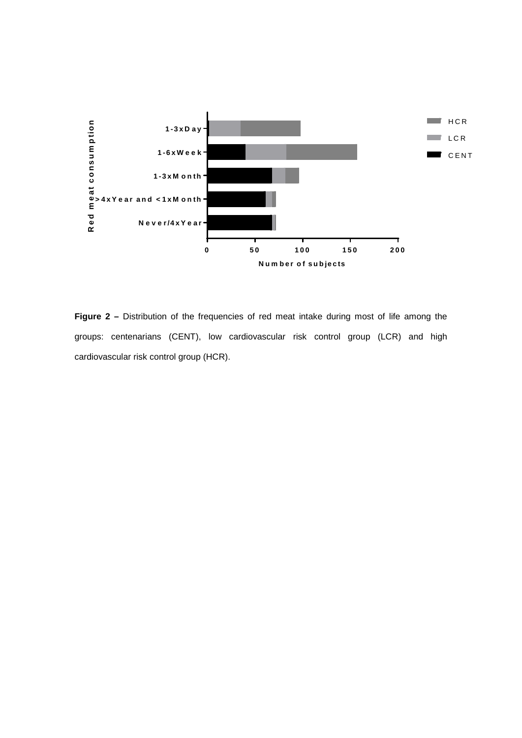**Figure 2 –** Distribution of the frequencies of red meat intake during most of life among the groups: centenarians (CENT), low cardiovascular risk control group (LCR) and high cardiovascular risk control group (HCR).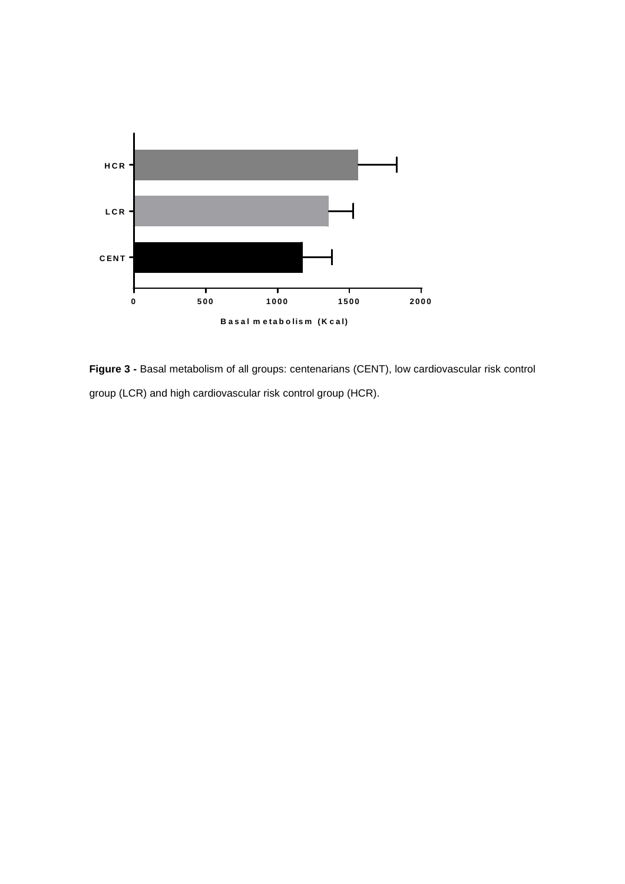**Figure 3 -** Basal metabolism of all groups: centenarians (CENT), low cardiovascular risk control group (LCR) and high cardiovascular risk control group (HCR).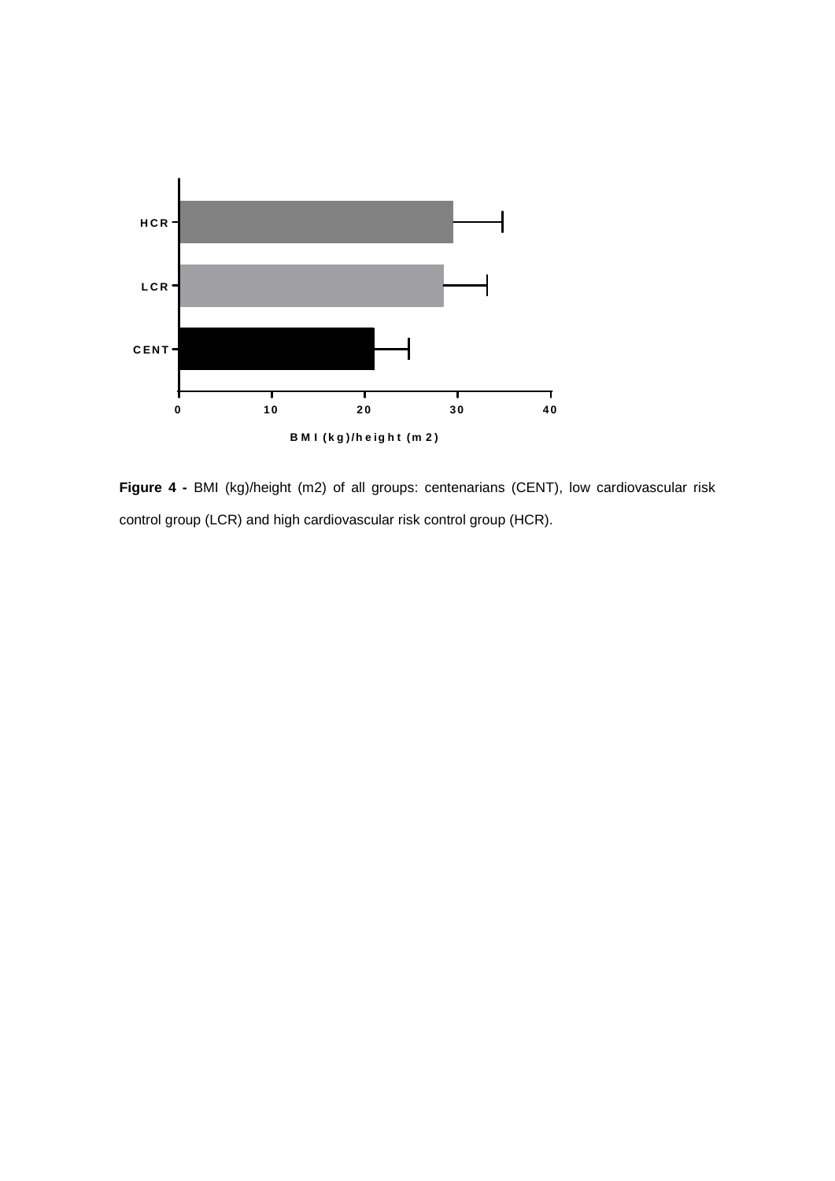**Figure 4 -** BMI (kg)/height (m2) of all groups: centenarians (CENT), low cardiovascular risk control group (LCR) and high cardiovascular risk control group (HCR).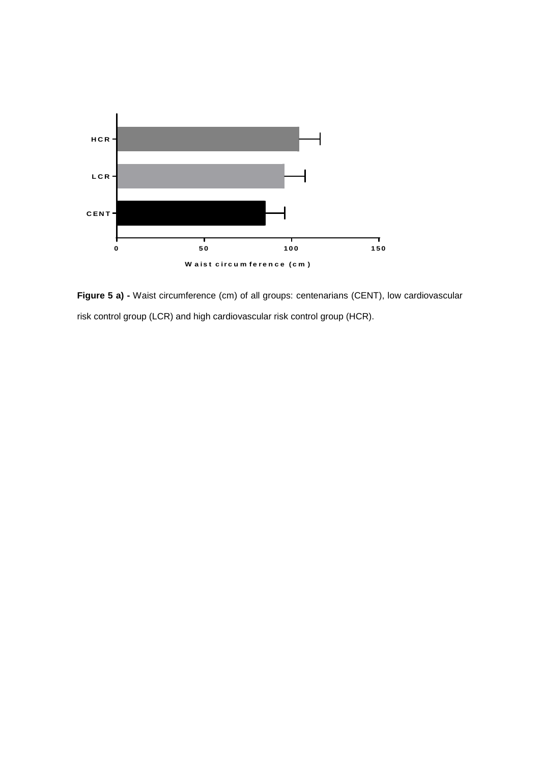**Figure 5 a) -** Waist circumference (cm) of all groups: centenarians (CENT), low cardiovascular risk control group (LCR) and high cardiovascular risk control group (HCR).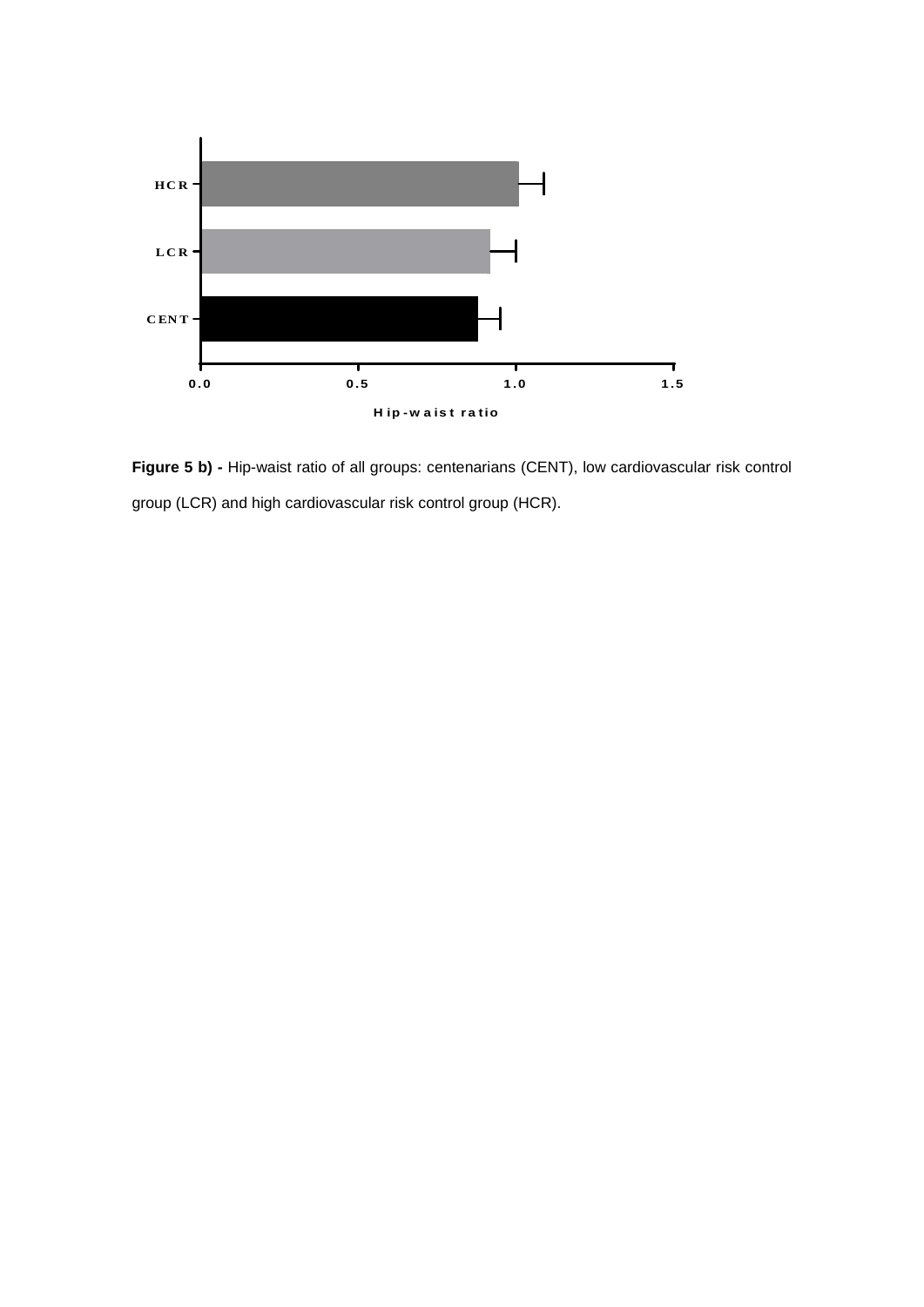HCR

LCR

CENT

0.0

0.5

1.0

1.5

Hip-waist ratio

**Figure 5 b) -** Hip-waist ratio of all groups: centenarians (CENT), low cardiovascular risk control group (LCR) and high cardiovascular risk control group (HCR).